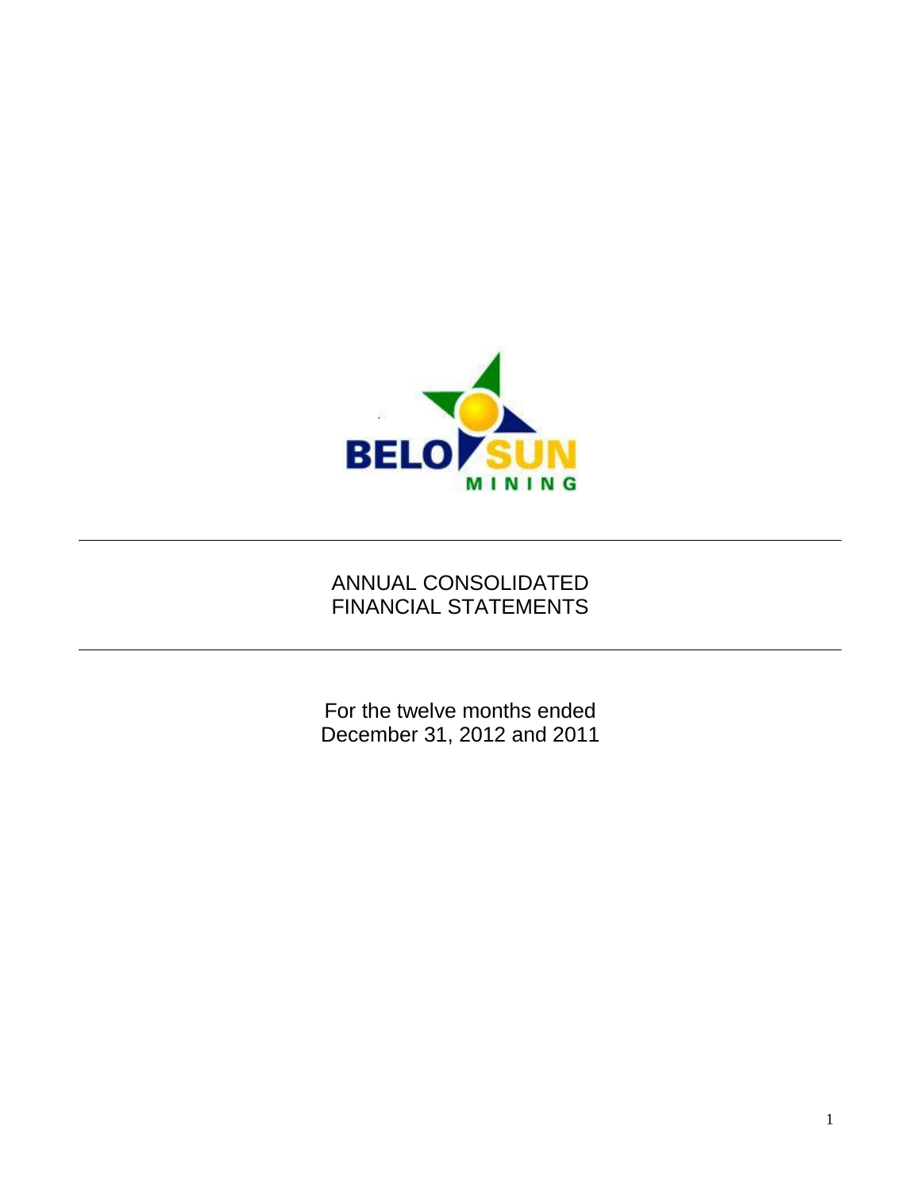BELO SUN

MINING

# ANNUAL CONSOLIDATED FINANCIAL STATEMENTS

For the twelve months ended
December 31, 2012 and 2011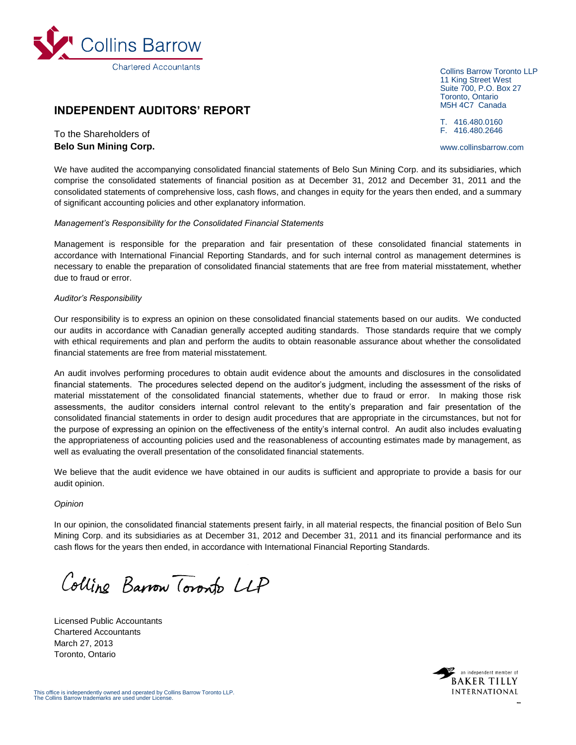Collins Barrow

Chartered Accountants

Collins Barrow Toronto LLP
11 King Street West
Suite 700, P.O. Box 27
Toronto, Ontario
M5H 4C7 Canada

T. 416.480.0160
F. 416.480.2646

www.collinsbarrow.com

## INDEPENDENT AUDITORS' REPORT

To the Shareholders of
**Belo Sun Mining Corp.**

We have audited the accompanying consolidated financial statements of Belo Sun Mining Corp. and its subsidiaries, which comprise the consolidated statements of financial position as at December 31, 2012 and December 31, 2011 and the consolidated statements of comprehensive loss, cash flows, and changes in equity for the years then ended, and a summary of significant accounting policies and other explanatory information.

*Management's Responsibility for the Consolidated Financial Statements*

Management is responsible for the preparation and fair presentation of these consolidated financial statements in accordance with International Financial Reporting Standards, and for such internal control as management determines is necessary to enable the preparation of consolidated financial statements that are free from material misstatement, whether due to fraud or error.

*Auditor's Responsibility*

Our responsibility is to express an opinion on these consolidated financial statements based on our audits. We conducted our audits in accordance with Canadian generally accepted auditing standards. Those standards require that we comply with ethical requirements and plan and perform the audits to obtain reasonable assurance about whether the consolidated financial statements are free from material misstatement.

An audit involves performing procedures to obtain audit evidence about the amounts and disclosures in the consolidated financial statements. The procedures selected depend on the auditor's judgment, including the assessment of the risks of material misstatement of the consolidated financial statements, whether due to fraud or error. In making those risk assessments, the auditor considers internal control relevant to the entity's preparation and fair presentation of the consolidated financial statements in order to design audit procedures that are appropriate in the circumstances, but not for the purpose of expressing an opinion on the effectiveness of the entity's internal control. An audit also includes evaluating the appropriateness of accounting policies used and the reasonableness of accounting estimates made by management, as well as evaluating the overall presentation of the consolidated financial statements.

We believe that the audit evidence we have obtained in our audits is sufficient and appropriate to provide a basis for our audit opinion.

*Opinion*

In our opinion, the consolidated financial statements present fairly, in all material respects, the financial position of Belo Sun Mining Corp. and its subsidiaries as at December 31, 2012 and December 31, 2011 and its financial performance and its cash flows for the years then ended, in accordance with International Financial Reporting Standards.

Collins Barrow Toronto LLP

Licensed Public Accountants
Chartered Accountants
March 27, 2013
Toronto, Ontario

This office is independently owned and operated by Collins Barrow Toronto LLP.
The Collins Barrow trademarks are used under License.

an independent member of
BAKER TILLY
INTERNATIONAL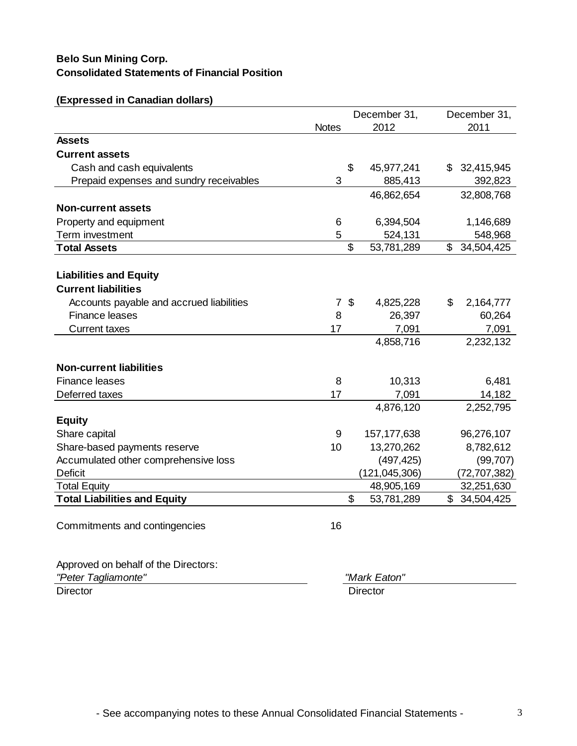**Belo Sun Mining Corp.**
**Consolidated Statements of Financial Position**

**(Expressed in Canadian dollars)**

| | Notes | December 31, 2012 | December 31, 2011 |
|---|---|---|---|
| **Assets** | | | |
| **Current assets** | | | |
| Cash and cash equivalents | | $ 45,977,241 | $ 32,415,945 |
| Prepaid expenses and sundry receivables | 3 | 885,413 | 392,823 |
| | | 46,862,654 | 32,808,768 |
| **Non-current assets** | | | |
| Property and equipment | 6 | 6,394,504 | 1,146,689 |
| Term investment | 5 | 524,131 | 548,968 |
| **Total Assets** | | $ 53,781,289 | $ 34,504,425 |
| | | | |
| **Liabilities and Equity** | | | |
| **Current liabilities** | | | |
| Accounts payable and accrued liabilities | 7 | $ 4,825,228 | $ 2,164,777 |
| Finance leases | 8 | 26,397 | 60,264 |
| Current taxes | 17 | 7,091 | 7,091 |
| | | 4,858,716 | 2,232,132 |
| | | | |
| **Non-current liabilities** | | | |
| Finance leases | 8 | 10,313 | 6,481 |
| Deferred taxes | 17 | 7,091 | 14,182 |
| | | 4,876,120 | 2,252,795 |
| **Equity** | | | |
| Share capital | 9 | 157,177,638 | 96,276,107 |
| Share-based payments reserve | 10 | 13,270,262 | 8,782,612 |
| Accumulated other comprehensive loss | | (497,425) | (99,707) |
| Deficit | | (121,045,306) | (72,707,382) |
| Total Equity | | 48,905,169 | 32,251,630 |
| **Total Liabilities and Equity** | | $ 53,781,289 | $ 34,504,425 |

Commitments and contingencies 16

Approved on behalf of the Directors:

*"Peter Tagliamonte"* — Director

*"Mark Eaton"* — Director

- See accompanying notes to these Annual Consolidated Financial Statements -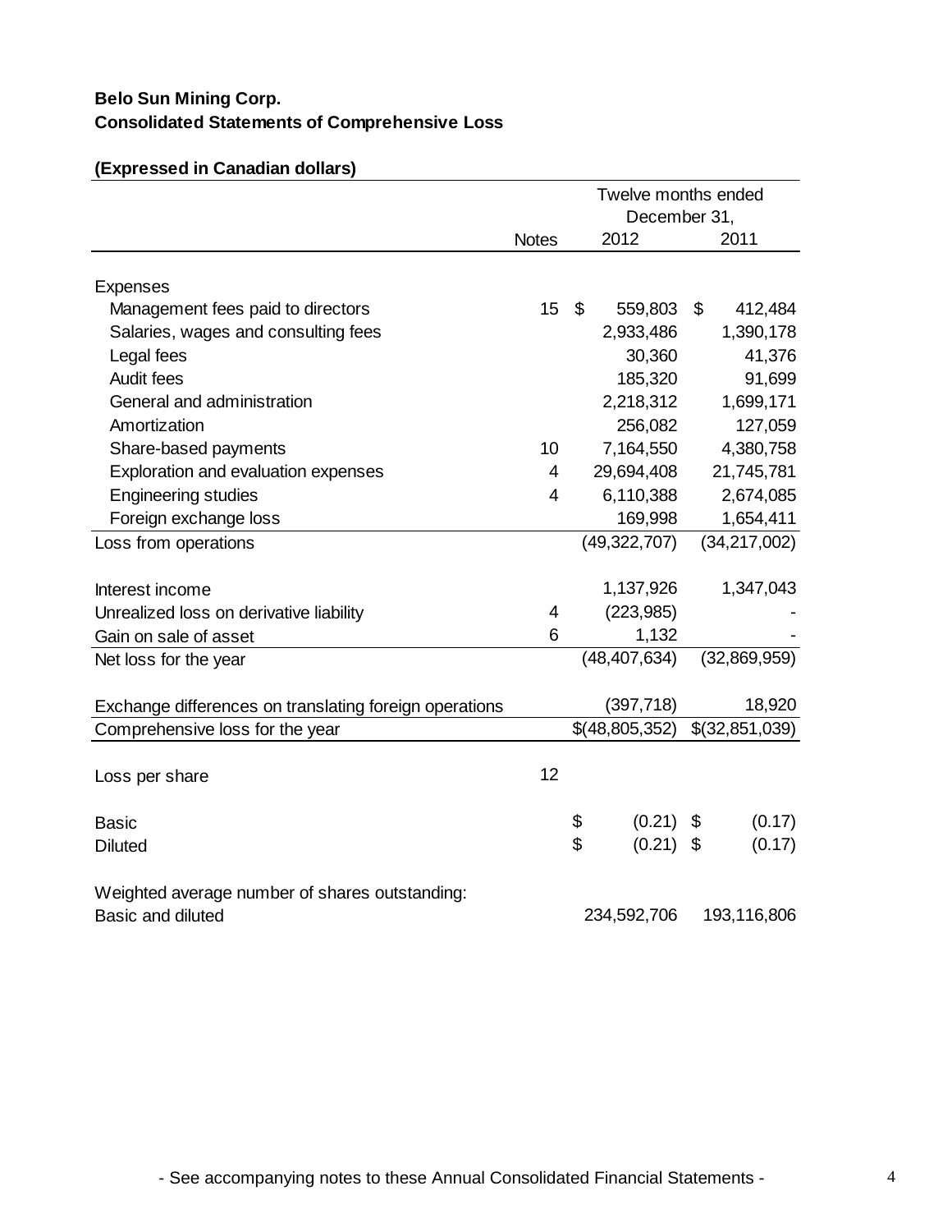**Belo Sun Mining Corp.**
**Consolidated Statements of Comprehensive Loss**

**(Expressed in Canadian dollars)**

| | Notes | Twelve months ended December 31, 2012 | 2011 |
|---|---|---|---|
| Expenses | | | |
| Management fees paid to directors | 15 | $ 559,803 | $ 412,484 |
| Salaries, wages and consulting fees | | 2,933,486 | 1,390,178 |
| Legal fees | | 30,360 | 41,376 |
| Audit fees | | 185,320 | 91,699 |
| General and administration | | 2,218,312 | 1,699,171 |
| Amortization | | 256,082 | 127,059 |
| Share-based payments | 10 | 7,164,550 | 4,380,758 |
| Exploration and evaluation expenses | 4 | 29,694,408 | 21,745,781 |
| Engineering studies | 4 | 6,110,388 | 2,674,085 |
| Foreign exchange loss | | 169,998 | 1,654,411 |
| Loss from operations | | (49,322,707) | (34,217,002) |
| Interest income | | 1,137,926 | 1,347,043 |
| Unrealized loss on derivative liability | 4 | (223,985) | - |
| Gain on sale of asset | 6 | 1,132 | - |
| Net loss for the year | | (48,407,634) | (32,869,959) |
| Exchange differences on translating foreign operations | | (397,718) | 18,920 |
| Comprehensive loss for the year | | $(48,805,352) | $(32,851,039) |
| Loss per share | 12 | | |
| Basic | | $ (0.21) | $ (0.17) |
| Diluted | | $ (0.21) | $ (0.17) |
| Weighted average number of shares outstanding: | | | |
| Basic and diluted | | 234,592,706 | 193,116,806 |

- See accompanying notes to these Annual Consolidated Financial Statements -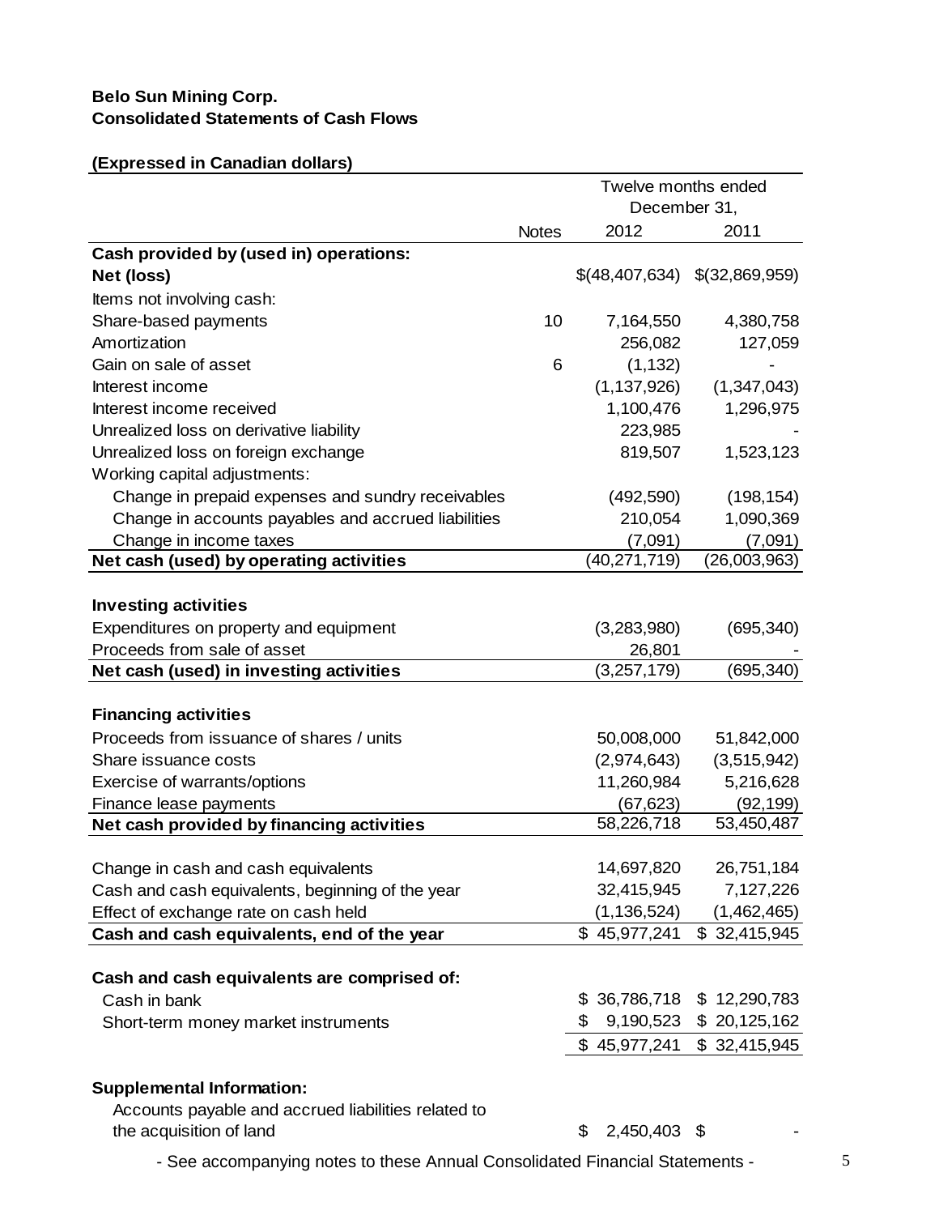**Belo Sun Mining Corp.**
**Consolidated Statements of Cash Flows**

**(Expressed in Canadian dollars)**

| | Notes | Twelve months ended December 31, 2012 | 2011 |
|---|---|---|---|
| **Cash provided by (used in) operations:** | | | |
| **Net (loss)** | | $(48,407,634) | $(32,869,959) |
| Items not involving cash: | | | |
| Share-based payments | 10 | 7,164,550 | 4,380,758 |
| Amortization | | 256,082 | 127,059 |
| Gain on sale of asset | 6 | (1,132) | - |
| Interest income | | (1,137,926) | (1,347,043) |
| Interest income received | | 1,100,476 | 1,296,975 |
| Unrealized loss on derivative liability | | 223,985 | - |
| Unrealized loss on foreign exchange | | 819,507 | 1,523,123 |
| Working capital adjustments: | | | |
| Change in prepaid expenses and sundry receivables | | (492,590) | (198,154) |
| Change in accounts payables and accrued liabilities | | 210,054 | 1,090,369 |
| Change in income taxes | | (7,091) | (7,091) |
| **Net cash (used) by operating activities** | | (40,271,719) | (26,003,963) |
| | | | |
| **Investing activities** | | | |
| Expenditures on property and equipment | | (3,283,980) | (695,340) |
| Proceeds from sale of asset | | 26,801 | - |
| **Net cash (used) in investing activities** | | (3,257,179) | (695,340) |
| | | | |
| **Financing activities** | | | |
| Proceeds from issuance of shares / units | | 50,008,000 | 51,842,000 |
| Share issuance costs | | (2,974,643) | (3,515,942) |
| Exercise of warrants/options | | 11,260,984 | 5,216,628 |
| Finance lease payments | | (67,623) | (92,199) |
| **Net cash provided by financing activities** | | 58,226,718 | 53,450,487 |
| | | | |
| Change in cash and cash equivalents | | 14,697,820 | 26,751,184 |
| Cash and cash equivalents, beginning of the year | | 32,415,945 | 7,127,226 |
| Effect of exchange rate on cash held | | (1,136,524) | (1,462,465) |
| **Cash and cash equivalents, end of the year** | | $ 45,977,241 | $ 32,415,945 |
| | | | |
| **Cash and cash equivalents are comprised of:** | | | |
| Cash in bank | | $ 36,786,718 | $ 12,290,783 |
| Short-term money market instruments | | $ 9,190,523 | $ 20,125,162 |
| | | $ 45,977,241 | $ 32,415,945 |
| | | | |
| **Supplemental Information:** | | | |
| Accounts payable and accrued liabilities related to the acquisition of land | | $ 2,450,403 | $ - |

- See accompanying notes to these Annual Consolidated Financial Statements -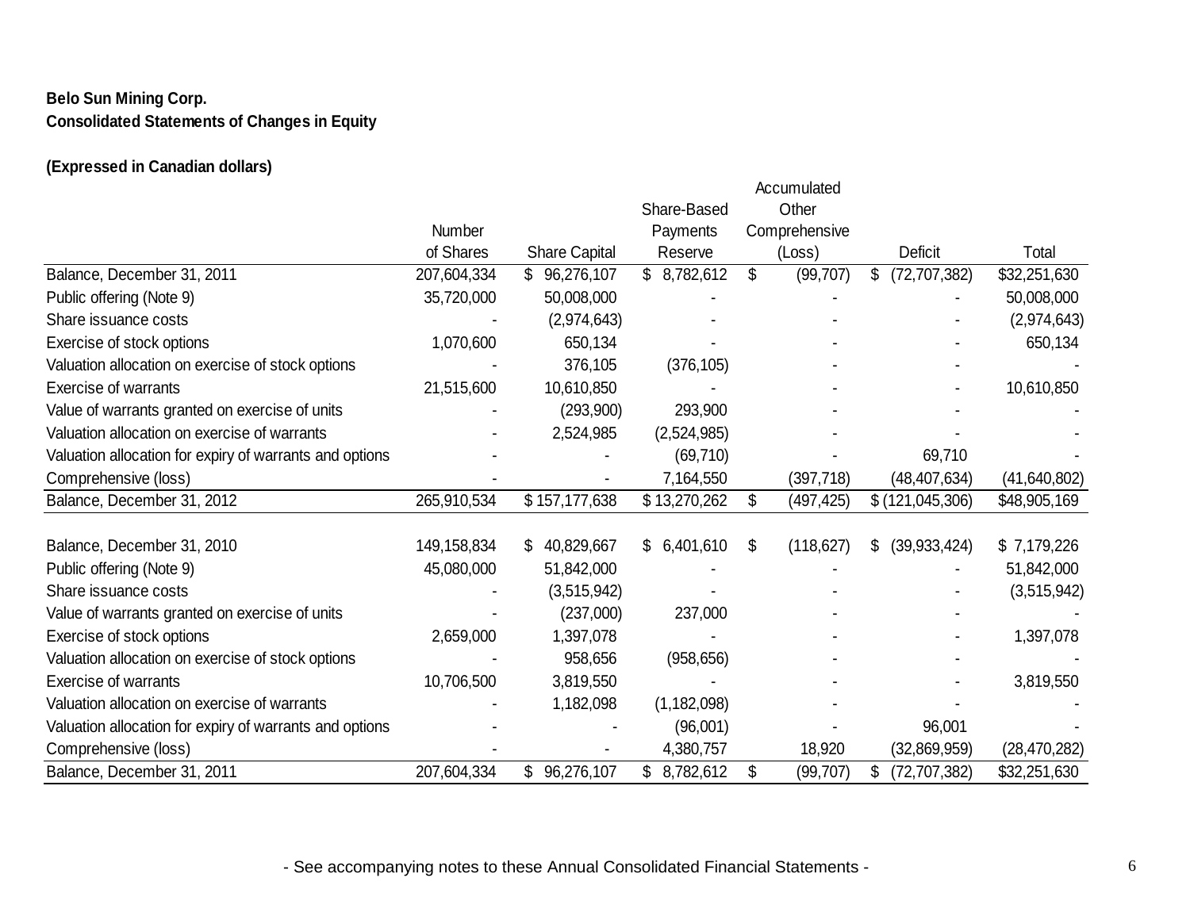**Belo Sun Mining Corp.**
**Consolidated Statements of Changes in Equity**

**(Expressed in Canadian dollars)**

| | Number of Shares | Share Capital | Share-Based Payments Reserve | Accumulated Other Comprehensive (Loss) | Deficit | Total |
|---|---|---|---|---|---|---|
| Balance, December 31, 2011 | 207,604,334 | $ 96,276,107 | $ 8,782,612 | $ (99,707) | $ (72,707,382) | $32,251,630 |
| Public offering (Note 9) | 35,720,000 | 50,008,000 | - | - | - | 50,008,000 |
| Share issuance costs | - | (2,974,643) | - | - | - | (2,974,643) |
| Exercise of stock options | 1,070,600 | 650,134 | - | - | - | 650,134 |
| Valuation allocation on exercise of stock options | - | 376,105 | (376,105) | - | - | - |
| Exercise of warrants | 21,515,600 | 10,610,850 | - | - | - | 10,610,850 |
| Value of warrants granted on exercise of units | - | (293,900) | 293,900 | - | - | - |
| Valuation allocation on exercise of warrants | - | 2,524,985 | (2,524,985) | - | - | - |
| Valuation allocation for expiry of warrants and options | - | - | (69,710) | - | 69,710 | - |
| Comprehensive (loss) | - | - | 7,164,550 | (397,718) | (48,407,634) | (41,640,802) |
| Balance, December 31, 2012 | 265,910,534 | $ 157,177,638 | $ 13,270,262 | $ (497,425) | $ (121,045,306) | $48,905,169 |
| | | | | | | |
| Balance, December 31, 2010 | 149,158,834 | $ 40,829,667 | $ 6,401,610 | $ (118,627) | $ (39,933,424) | $ 7,179,226 |
| Public offering (Note 9) | 45,080,000 | 51,842,000 | - | - | - | 51,842,000 |
| Share issuance costs | - | (3,515,942) | - | - | - | (3,515,942) |
| Value of warrants granted on exercise of units | - | (237,000) | 237,000 | - | - | - |
| Exercise of stock options | 2,659,000 | 1,397,078 | - | - | - | 1,397,078 |
| Valuation allocation on exercise of stock options | - | 958,656 | (958,656) | - | - | - |
| Exercise of warrants | 10,706,500 | 3,819,550 | - | - | - | 3,819,550 |
| Valuation allocation on exercise of warrants | - | 1,182,098 | (1,182,098) | - | - | - |
| Valuation allocation for expiry of warrants and options | - | - | (96,001) | - | 96,001 | - |
| Comprehensive (loss) | - | - | 4,380,757 | 18,920 | (32,869,959) | (28,470,282) |
| Balance, December 31, 2011 | 207,604,334 | $ 96,276,107 | $ 8,782,612 | $ (99,707) | $ (72,707,382) | $32,251,630 |

- See accompanying notes to these Annual Consolidated Financial Statements -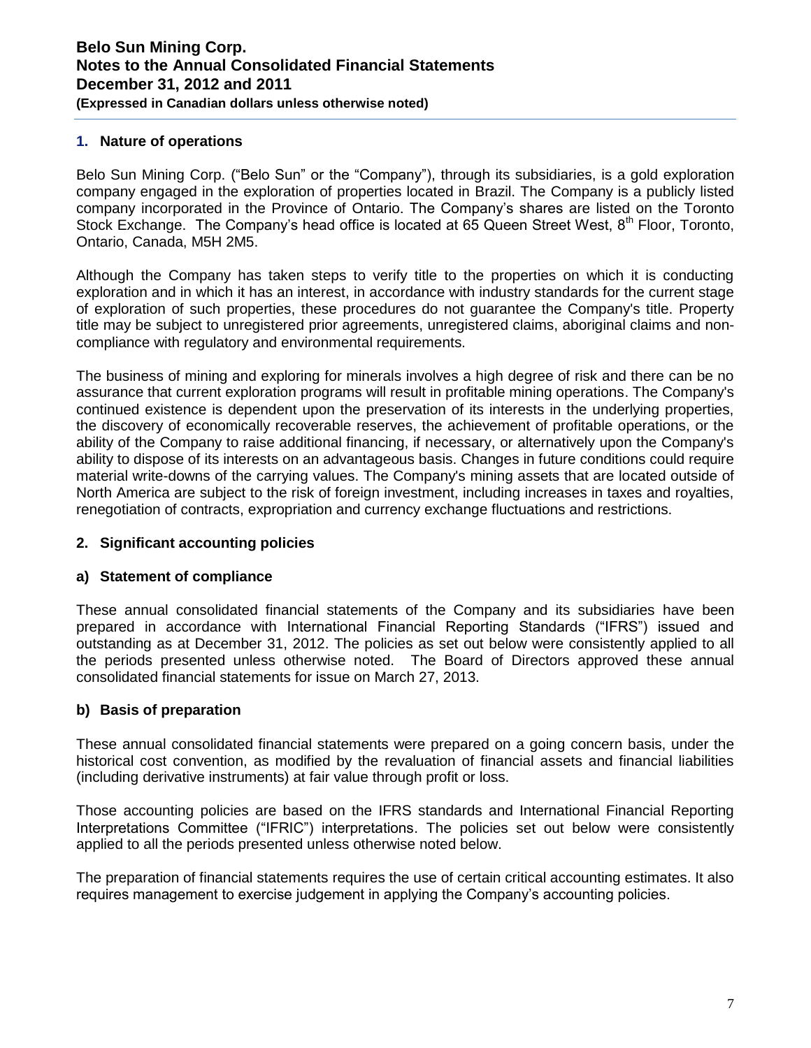## 1. Nature of operations

Belo Sun Mining Corp. ("Belo Sun" or the "Company"), through its subsidiaries, is a gold exploration company engaged in the exploration of properties located in Brazil. The Company is a publicly listed company incorporated in the Province of Ontario. The Company's shares are listed on the Toronto Stock Exchange. The Company's head office is located at 65 Queen Street West, 8th Floor, Toronto, Ontario, Canada, M5H 2M5.

Although the Company has taken steps to verify title to the properties on which it is conducting exploration and in which it has an interest, in accordance with industry standards for the current stage of exploration of such properties, these procedures do not guarantee the Company's title. Property title may be subject to unregistered prior agreements, unregistered claims, aboriginal claims and non-compliance with regulatory and environmental requirements.

The business of mining and exploring for minerals involves a high degree of risk and there can be no assurance that current exploration programs will result in profitable mining operations. The Company's continued existence is dependent upon the preservation of its interests in the underlying properties, the discovery of economically recoverable reserves, the achievement of profitable operations, or the ability of the Company to raise additional financing, if necessary, or alternatively upon the Company's ability to dispose of its interests on an advantageous basis. Changes in future conditions could require material write-downs of the carrying values. The Company's mining assets that are located outside of North America are subject to the risk of foreign investment, including increases in taxes and royalties, renegotiation of contracts, expropriation and currency exchange fluctuations and restrictions.

## 2. Significant accounting policies

### a) Statement of compliance

These annual consolidated financial statements of the Company and its subsidiaries have been prepared in accordance with International Financial Reporting Standards ("IFRS") issued and outstanding as at December 31, 2012. The policies as set out below were consistently applied to all the periods presented unless otherwise noted. The Board of Directors approved these annual consolidated financial statements for issue on March 27, 2013.

### b) Basis of preparation

These annual consolidated financial statements were prepared on a going concern basis, under the historical cost convention, as modified by the revaluation of financial assets and financial liabilities (including derivative instruments) at fair value through profit or loss.

Those accounting policies are based on the IFRS standards and International Financial Reporting Interpretations Committee ("IFRIC") interpretations. The policies set out below were consistently applied to all the periods presented unless otherwise noted below.

The preparation of financial statements requires the use of certain critical accounting estimates. It also requires management to exercise judgement in applying the Company's accounting policies.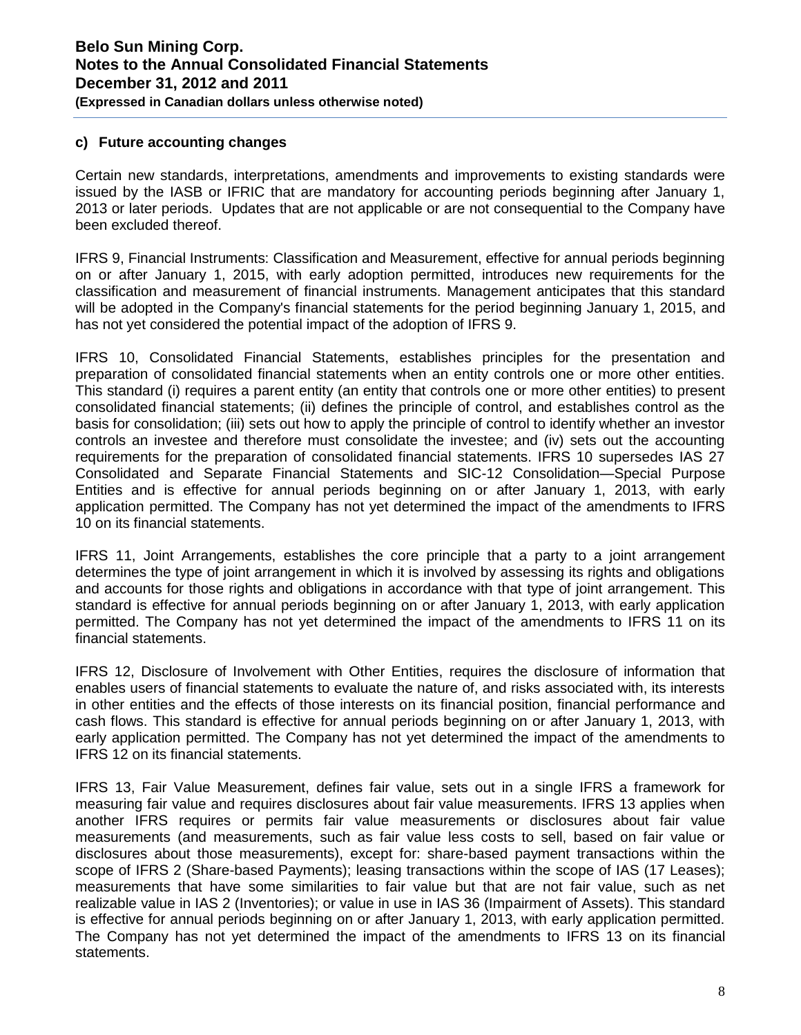### c) Future accounting changes

Certain new standards, interpretations, amendments and improvements to existing standards were issued by the IASB or IFRIC that are mandatory for accounting periods beginning after January 1, 2013 or later periods. Updates that are not applicable or are not consequential to the Company have been excluded thereof.

IFRS 9, Financial Instruments: Classification and Measurement, effective for annual periods beginning on or after January 1, 2015, with early adoption permitted, introduces new requirements for the classification and measurement of financial instruments. Management anticipates that this standard will be adopted in the Company's financial statements for the period beginning January 1, 2015, and has not yet considered the potential impact of the adoption of IFRS 9.

IFRS 10, Consolidated Financial Statements, establishes principles for the presentation and preparation of consolidated financial statements when an entity controls one or more other entities. This standard (i) requires a parent entity (an entity that controls one or more other entities) to present consolidated financial statements; (ii) defines the principle of control, and establishes control as the basis for consolidation; (iii) sets out how to apply the principle of control to identify whether an investor controls an investee and therefore must consolidate the investee; and (iv) sets out the accounting requirements for the preparation of consolidated financial statements. IFRS 10 supersedes IAS 27 Consolidated and Separate Financial Statements and SIC-12 Consolidation—Special Purpose Entities and is effective for annual periods beginning on or after January 1, 2013, with early application permitted. The Company has not yet determined the impact of the amendments to IFRS 10 on its financial statements.

IFRS 11, Joint Arrangements, establishes the core principle that a party to a joint arrangement determines the type of joint arrangement in which it is involved by assessing its rights and obligations and accounts for those rights and obligations in accordance with that type of joint arrangement. This standard is effective for annual periods beginning on or after January 1, 2013, with early application permitted. The Company has not yet determined the impact of the amendments to IFRS 11 on its financial statements.

IFRS 12, Disclosure of Involvement with Other Entities, requires the disclosure of information that enables users of financial statements to evaluate the nature of, and risks associated with, its interests in other entities and the effects of those interests on its financial position, financial performance and cash flows. This standard is effective for annual periods beginning on or after January 1, 2013, with early application permitted. The Company has not yet determined the impact of the amendments to IFRS 12 on its financial statements.

IFRS 13, Fair Value Measurement, defines fair value, sets out in a single IFRS a framework for measuring fair value and requires disclosures about fair value measurements. IFRS 13 applies when another IFRS requires or permits fair value measurements or disclosures about fair value measurements (and measurements, such as fair value less costs to sell, based on fair value or disclosures about those measurements), except for: share-based payment transactions within the scope of IFRS 2 (Share-based Payments); leasing transactions within the scope of IAS (17 Leases); measurements that have some similarities to fair value but that are not fair value, such as net realizable value in IAS 2 (Inventories); or value in use in IAS 36 (Impairment of Assets). This standard is effective for annual periods beginning on or after January 1, 2013, with early application permitted. The Company has not yet determined the impact of the amendments to IFRS 13 on its financial statements.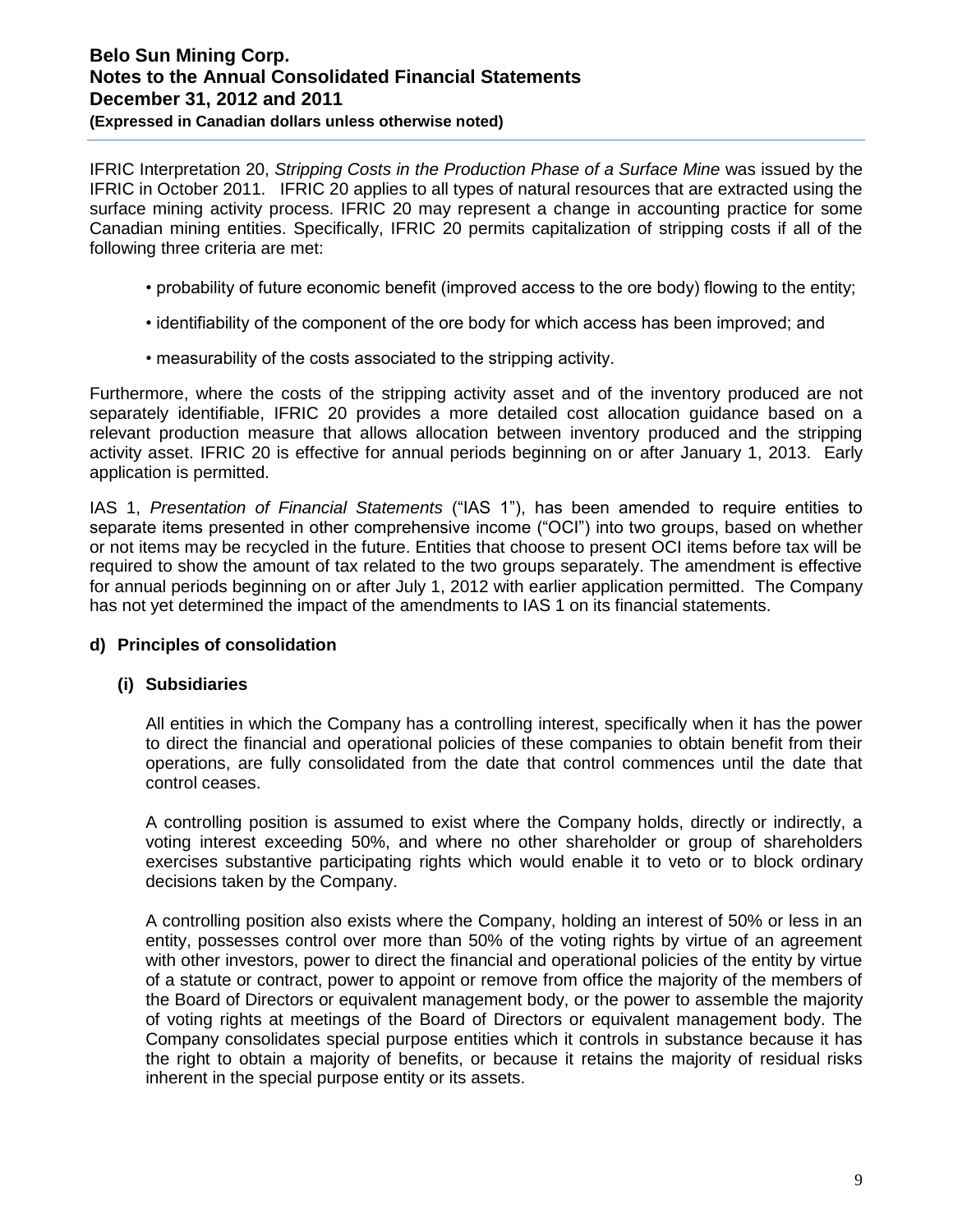IFRIC Interpretation 20, *Stripping Costs in the Production Phase of a Surface Mine* was issued by the IFRIC in October 2011. IFRIC 20 applies to all types of natural resources that are extracted using the surface mining activity process. IFRIC 20 may represent a change in accounting practice for some Canadian mining entities. Specifically, IFRIC 20 permits capitalization of stripping costs if all of the following three criteria are met:

- probability of future economic benefit (improved access to the ore body) flowing to the entity;
- identifiability of the component of the ore body for which access has been improved; and
- measurability of the costs associated to the stripping activity.

Furthermore, where the costs of the stripping activity asset and of the inventory produced are not separately identifiable, IFRIC 20 provides a more detailed cost allocation guidance based on a relevant production measure that allows allocation between inventory produced and the stripping activity asset. IFRIC 20 is effective for annual periods beginning on or after January 1, 2013. Early application is permitted.

IAS 1, *Presentation of Financial Statements* ("IAS 1"), has been amended to require entities to separate items presented in other comprehensive income ("OCI") into two groups, based on whether or not items may be recycled in the future. Entities that choose to present OCI items before tax will be required to show the amount of tax related to the two groups separately. The amendment is effective for annual periods beginning on or after July 1, 2012 with earlier application permitted. The Company has not yet determined the impact of the amendments to IAS 1 on its financial statements.

### d) Principles of consolidation

#### (i) Subsidiaries

All entities in which the Company has a controlling interest, specifically when it has the power to direct the financial and operational policies of these companies to obtain benefit from their operations, are fully consolidated from the date that control commences until the date that control ceases.

A controlling position is assumed to exist where the Company holds, directly or indirectly, a voting interest exceeding 50%, and where no other shareholder or group of shareholders exercises substantive participating rights which would enable it to veto or to block ordinary decisions taken by the Company.

A controlling position also exists where the Company, holding an interest of 50% or less in an entity, possesses control over more than 50% of the voting rights by virtue of an agreement with other investors, power to direct the financial and operational policies of the entity by virtue of a statute or contract, power to appoint or remove from office the majority of the members of the Board of Directors or equivalent management body, or the power to assemble the majority of voting rights at meetings of the Board of Directors or equivalent management body. The Company consolidates special purpose entities which it controls in substance because it has the right to obtain a majority of benefits, or because it retains the majority of residual risks inherent in the special purpose entity or its assets.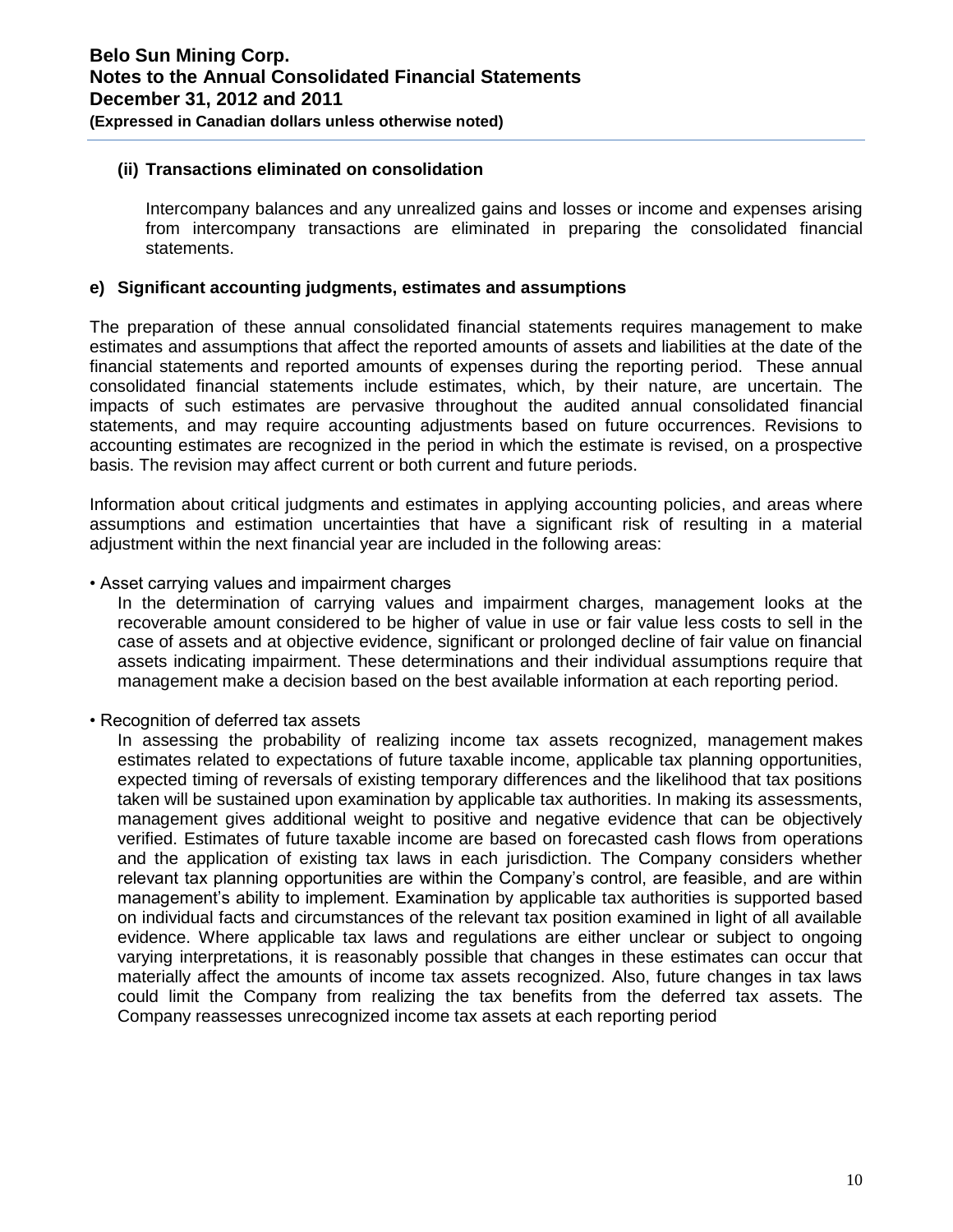#### (ii) Transactions eliminated on consolidation

Intercompany balances and any unrealized gains and losses or income and expenses arising from intercompany transactions are eliminated in preparing the consolidated financial statements.

### e) Significant accounting judgments, estimates and assumptions

The preparation of these annual consolidated financial statements requires management to make estimates and assumptions that affect the reported amounts of assets and liabilities at the date of the financial statements and reported amounts of expenses during the reporting period. These annual consolidated financial statements include estimates, which, by their nature, are uncertain. The impacts of such estimates are pervasive throughout the audited annual consolidated financial statements, and may require accounting adjustments based on future occurrences. Revisions to accounting estimates are recognized in the period in which the estimate is revised, on a prospective basis. The revision may affect current or both current and future periods.

Information about critical judgments and estimates in applying accounting policies, and areas where assumptions and estimation uncertainties that have a significant risk of resulting in a material adjustment within the next financial year are included in the following areas:

• Asset carrying values and impairment charges

In the determination of carrying values and impairment charges, management looks at the recoverable amount considered to be higher of value in use or fair value less costs to sell in the case of assets and at objective evidence, significant or prolonged decline of fair value on financial assets indicating impairment. These determinations and their individual assumptions require that management make a decision based on the best available information at each reporting period.

• Recognition of deferred tax assets

In assessing the probability of realizing income tax assets recognized, management makes estimates related to expectations of future taxable income, applicable tax planning opportunities, expected timing of reversals of existing temporary differences and the likelihood that tax positions taken will be sustained upon examination by applicable tax authorities. In making its assessments, management gives additional weight to positive and negative evidence that can be objectively verified. Estimates of future taxable income are based on forecasted cash flows from operations and the application of existing tax laws in each jurisdiction. The Company considers whether relevant tax planning opportunities are within the Company's control, are feasible, and are within management's ability to implement. Examination by applicable tax authorities is supported based on individual facts and circumstances of the relevant tax position examined in light of all available evidence. Where applicable tax laws and regulations are either unclear or subject to ongoing varying interpretations, it is reasonably possible that changes in these estimates can occur that materially affect the amounts of income tax assets recognized. Also, future changes in tax laws could limit the Company from realizing the tax benefits from the deferred tax assets. The Company reassesses unrecognized income tax assets at each reporting period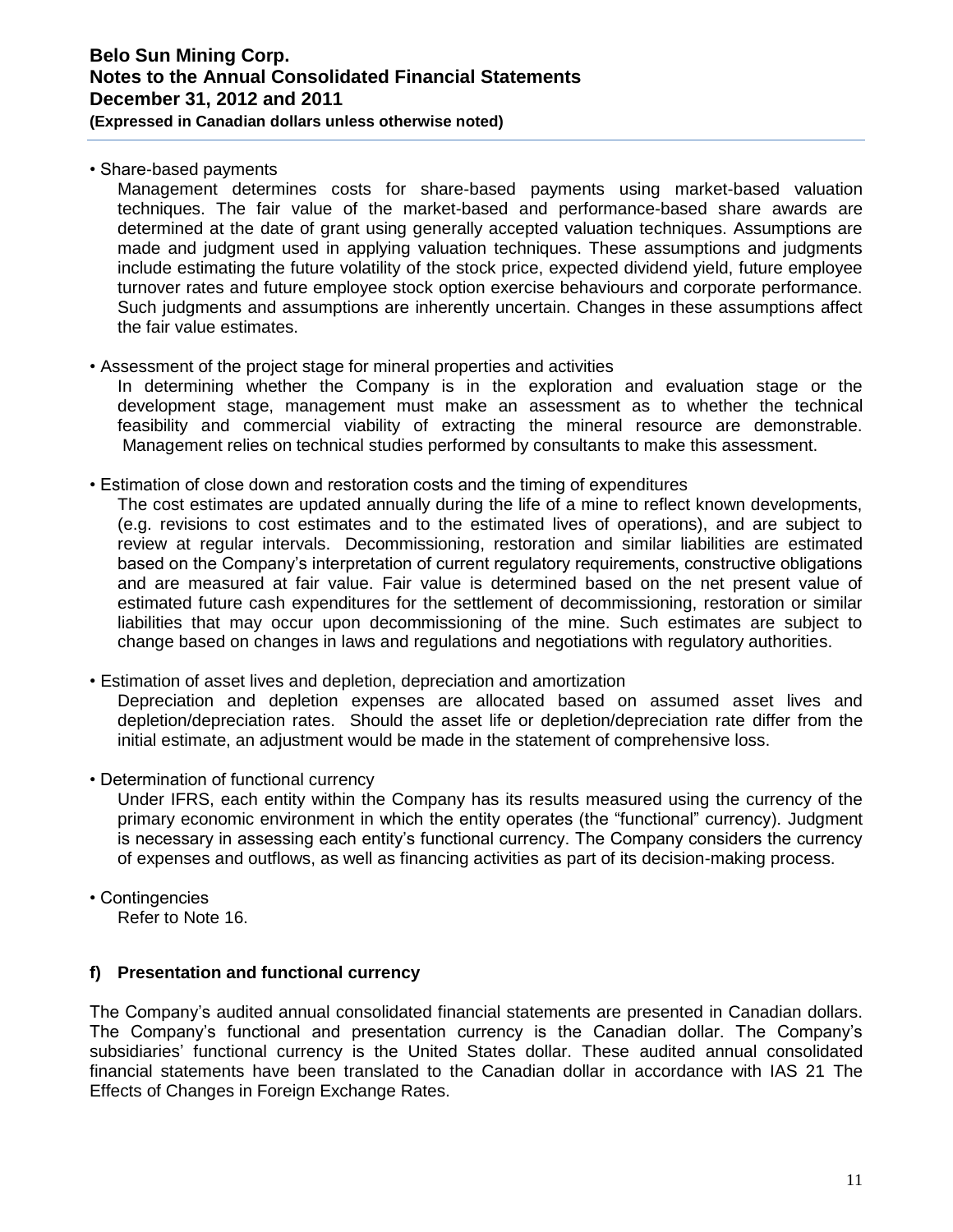- Share-based payments

  Management determines costs for share-based payments using market-based valuation techniques. The fair value of the market-based and performance-based share awards are determined at the date of grant using generally accepted valuation techniques. Assumptions are made and judgment used in applying valuation techniques. These assumptions and judgments include estimating the future volatility of the stock price, expected dividend yield, future employee turnover rates and future employee stock option exercise behaviours and corporate performance. Such judgments and assumptions are inherently uncertain. Changes in these assumptions affect the fair value estimates.

- Assessment of the project stage for mineral properties and activities

  In determining whether the Company is in the exploration and evaluation stage or the development stage, management must make an assessment as to whether the technical feasibility and commercial viability of extracting the mineral resource are demonstrable. Management relies on technical studies performed by consultants to make this assessment.

- Estimation of close down and restoration costs and the timing of expenditures

  The cost estimates are updated annually during the life of a mine to reflect known developments, (e.g. revisions to cost estimates and to the estimated lives of operations), and are subject to review at regular intervals. Decommissioning, restoration and similar liabilities are estimated based on the Company's interpretation of current regulatory requirements, constructive obligations and are measured at fair value. Fair value is determined based on the net present value of estimated future cash expenditures for the settlement of decommissioning, restoration or similar liabilities that may occur upon decommissioning of the mine. Such estimates are subject to change based on changes in laws and regulations and negotiations with regulatory authorities.

- Estimation of asset lives and depletion, depreciation and amortization

  Depreciation and depletion expenses are allocated based on assumed asset lives and depletion/depreciation rates. Should the asset life or depletion/depreciation rate differ from the initial estimate, an adjustment would be made in the statement of comprehensive loss.

- Determination of functional currency

  Under IFRS, each entity within the Company has its results measured using the currency of the primary economic environment in which the entity operates (the "functional" currency). Judgment is necessary in assessing each entity's functional currency. The Company considers the currency of expenses and outflows, as well as financing activities as part of its decision-making process.

- Contingencies

  Refer to Note 16.

### f) Presentation and functional currency

The Company's audited annual consolidated financial statements are presented in Canadian dollars. The Company's functional and presentation currency is the Canadian dollar. The Company's subsidiaries' functional currency is the United States dollar. These audited annual consolidated financial statements have been translated to the Canadian dollar in accordance with IAS 21 The Effects of Changes in Foreign Exchange Rates.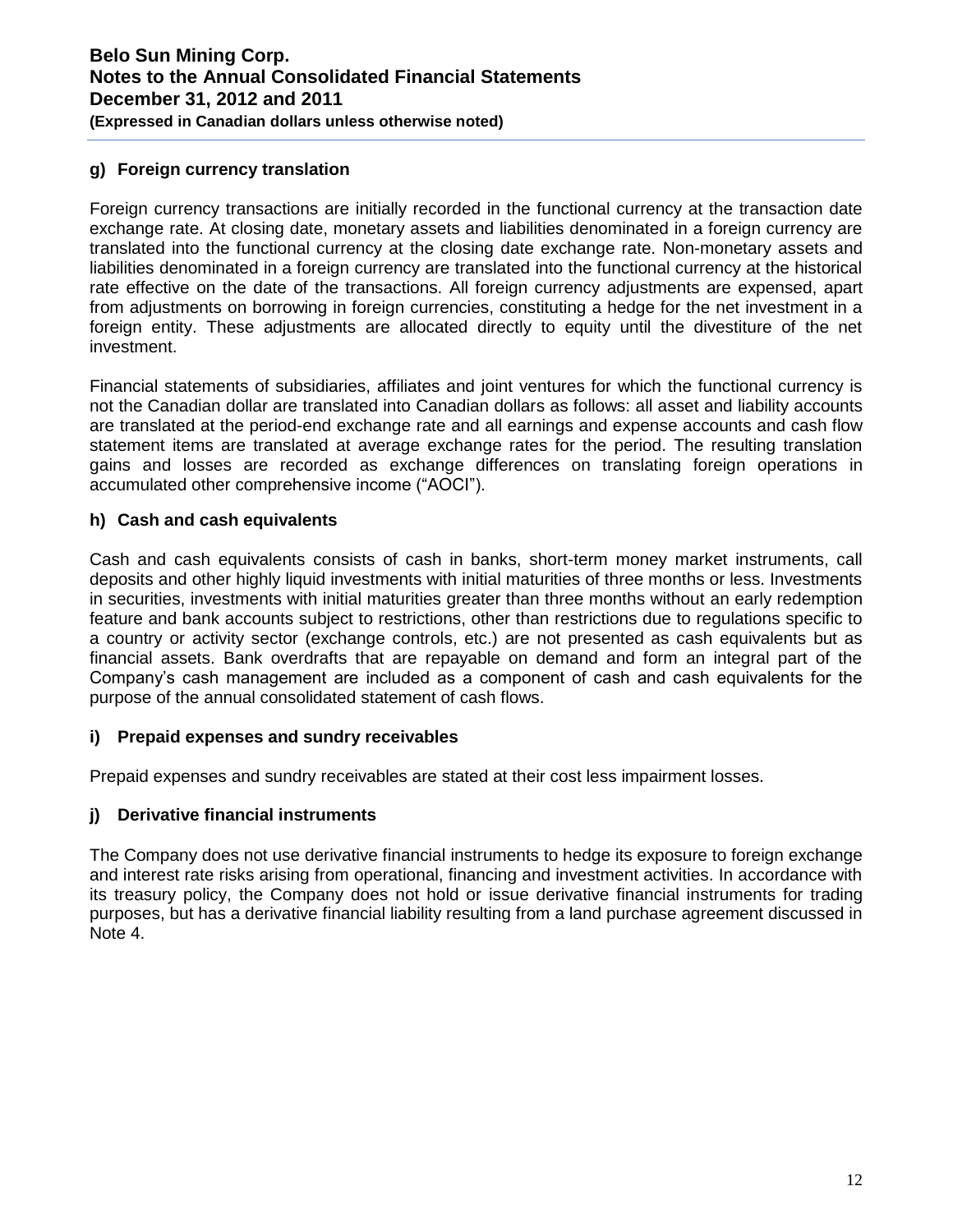### g) Foreign currency translation

Foreign currency transactions are initially recorded in the functional currency at the transaction date exchange rate. At closing date, monetary assets and liabilities denominated in a foreign currency are translated into the functional currency at the closing date exchange rate. Non-monetary assets and liabilities denominated in a foreign currency are translated into the functional currency at the historical rate effective on the date of the transactions. All foreign currency adjustments are expensed, apart from adjustments on borrowing in foreign currencies, constituting a hedge for the net investment in a foreign entity. These adjustments are allocated directly to equity until the divestiture of the net investment.

Financial statements of subsidiaries, affiliates and joint ventures for which the functional currency is not the Canadian dollar are translated into Canadian dollars as follows: all asset and liability accounts are translated at the period-end exchange rate and all earnings and expense accounts and cash flow statement items are translated at average exchange rates for the period. The resulting translation gains and losses are recorded as exchange differences on translating foreign operations in accumulated other comprehensive income ("AOCI").

### h) Cash and cash equivalents

Cash and cash equivalents consists of cash in banks, short-term money market instruments, call deposits and other highly liquid investments with initial maturities of three months or less. Investments in securities, investments with initial maturities greater than three months without an early redemption feature and bank accounts subject to restrictions, other than restrictions due to regulations specific to a country or activity sector (exchange controls, etc.) are not presented as cash equivalents but as financial assets. Bank overdrafts that are repayable on demand and form an integral part of the Company's cash management are included as a component of cash and cash equivalents for the purpose of the annual consolidated statement of cash flows.

### i) Prepaid expenses and sundry receivables

Prepaid expenses and sundry receivables are stated at their cost less impairment losses.

### j) Derivative financial instruments

The Company does not use derivative financial instruments to hedge its exposure to foreign exchange and interest rate risks arising from operational, financing and investment activities. In accordance with its treasury policy, the Company does not hold or issue derivative financial instruments for trading purposes, but has a derivative financial liability resulting from a land purchase agreement discussed in Note 4.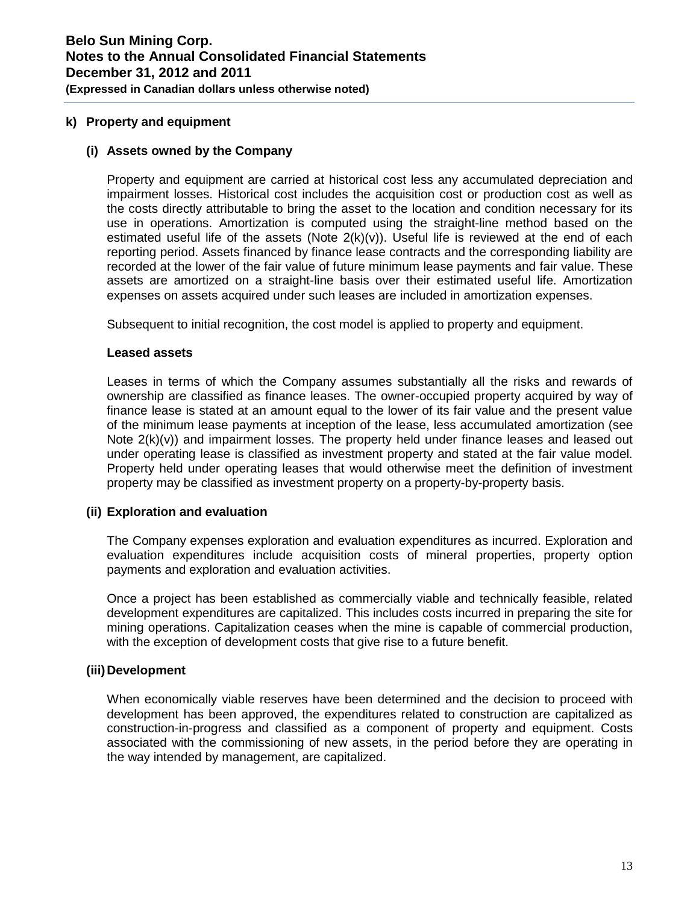### k) Property and equipment

#### (i) Assets owned by the Company

Property and equipment are carried at historical cost less any accumulated depreciation and impairment losses. Historical cost includes the acquisition cost or production cost as well as the costs directly attributable to bring the asset to the location and condition necessary for its use in operations. Amortization is computed using the straight-line method based on the estimated useful life of the assets (Note 2(k)(v)). Useful life is reviewed at the end of each reporting period. Assets financed by finance lease contracts and the corresponding liability are recorded at the lower of the fair value of future minimum lease payments and fair value. These assets are amortized on a straight-line basis over their estimated useful life. Amortization expenses on assets acquired under such leases are included in amortization expenses.

Subsequent to initial recognition, the cost model is applied to property and equipment.

**Leased assets**

Leases in terms of which the Company assumes substantially all the risks and rewards of ownership are classified as finance leases. The owner-occupied property acquired by way of finance lease is stated at an amount equal to the lower of its fair value and the present value of the minimum lease payments at inception of the lease, less accumulated amortization (see Note 2(k)(v)) and impairment losses. The property held under finance leases and leased out under operating lease is classified as investment property and stated at the fair value model. Property held under operating leases that would otherwise meet the definition of investment property may be classified as investment property on a property-by-property basis.

#### (ii) Exploration and evaluation

The Company expenses exploration and evaluation expenditures as incurred. Exploration and evaluation expenditures include acquisition costs of mineral properties, property option payments and exploration and evaluation activities.

Once a project has been established as commercially viable and technically feasible, related development expenditures are capitalized. This includes costs incurred in preparing the site for mining operations. Capitalization ceases when the mine is capable of commercial production, with the exception of development costs that give rise to a future benefit.

#### (iii) Development

When economically viable reserves have been determined and the decision to proceed with development has been approved, the expenditures related to construction are capitalized as construction-in-progress and classified as a component of property and equipment. Costs associated with the commissioning of new assets, in the period before they are operating in the way intended by management, are capitalized.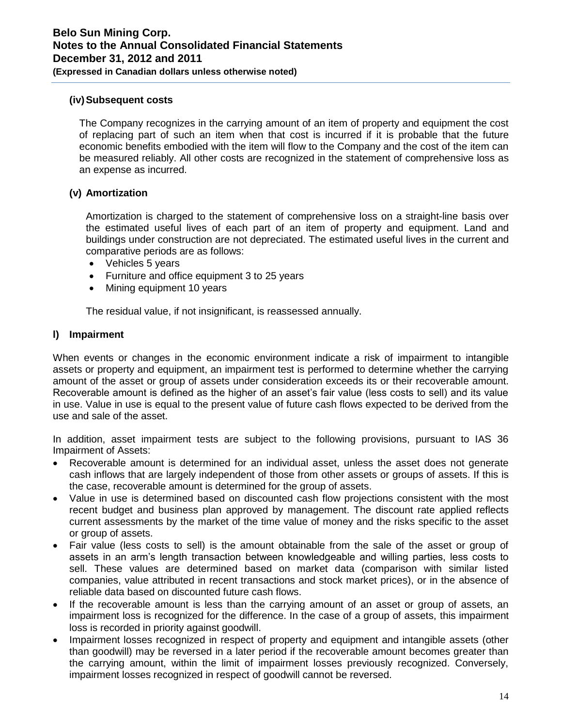#### (iv) Subsequent costs

The Company recognizes in the carrying amount of an item of property and equipment the cost of replacing part of such an item when that cost is incurred if it is probable that the future economic benefits embodied with the item will flow to the Company and the cost of the item can be measured reliably. All other costs are recognized in the statement of comprehensive loss as an expense as incurred.

#### (v) Amortization

Amortization is charged to the statement of comprehensive loss on a straight-line basis over the estimated useful lives of each part of an item of property and equipment. Land and buildings under construction are not depreciated. The estimated useful lives in the current and comparative periods are as follows:

- Vehicles 5 years
- Furniture and office equipment 3 to 25 years
- Mining equipment 10 years

The residual value, if not insignificant, is reassessed annually.

### l) Impairment

When events or changes in the economic environment indicate a risk of impairment to intangible assets or property and equipment, an impairment test is performed to determine whether the carrying amount of the asset or group of assets under consideration exceeds its or their recoverable amount. Recoverable amount is defined as the higher of an asset's fair value (less costs to sell) and its value in use. Value in use is equal to the present value of future cash flows expected to be derived from the use and sale of the asset.

In addition, asset impairment tests are subject to the following provisions, pursuant to IAS 36 Impairment of Assets:

- Recoverable amount is determined for an individual asset, unless the asset does not generate cash inflows that are largely independent of those from other assets or groups of assets. If this is the case, recoverable amount is determined for the group of assets.
- Value in use is determined based on discounted cash flow projections consistent with the most recent budget and business plan approved by management. The discount rate applied reflects current assessments by the market of the time value of money and the risks specific to the asset or group of assets.
- Fair value (less costs to sell) is the amount obtainable from the sale of the asset or group of assets in an arm's length transaction between knowledgeable and willing parties, less costs to sell. These values are determined based on market data (comparison with similar listed companies, value attributed in recent transactions and stock market prices), or in the absence of reliable data based on discounted future cash flows.
- If the recoverable amount is less than the carrying amount of an asset or group of assets, an impairment loss is recognized for the difference. In the case of a group of assets, this impairment loss is recorded in priority against goodwill.
- Impairment losses recognized in respect of property and equipment and intangible assets (other than goodwill) may be reversed in a later period if the recoverable amount becomes greater than the carrying amount, within the limit of impairment losses previously recognized. Conversely, impairment losses recognized in respect of goodwill cannot be reversed.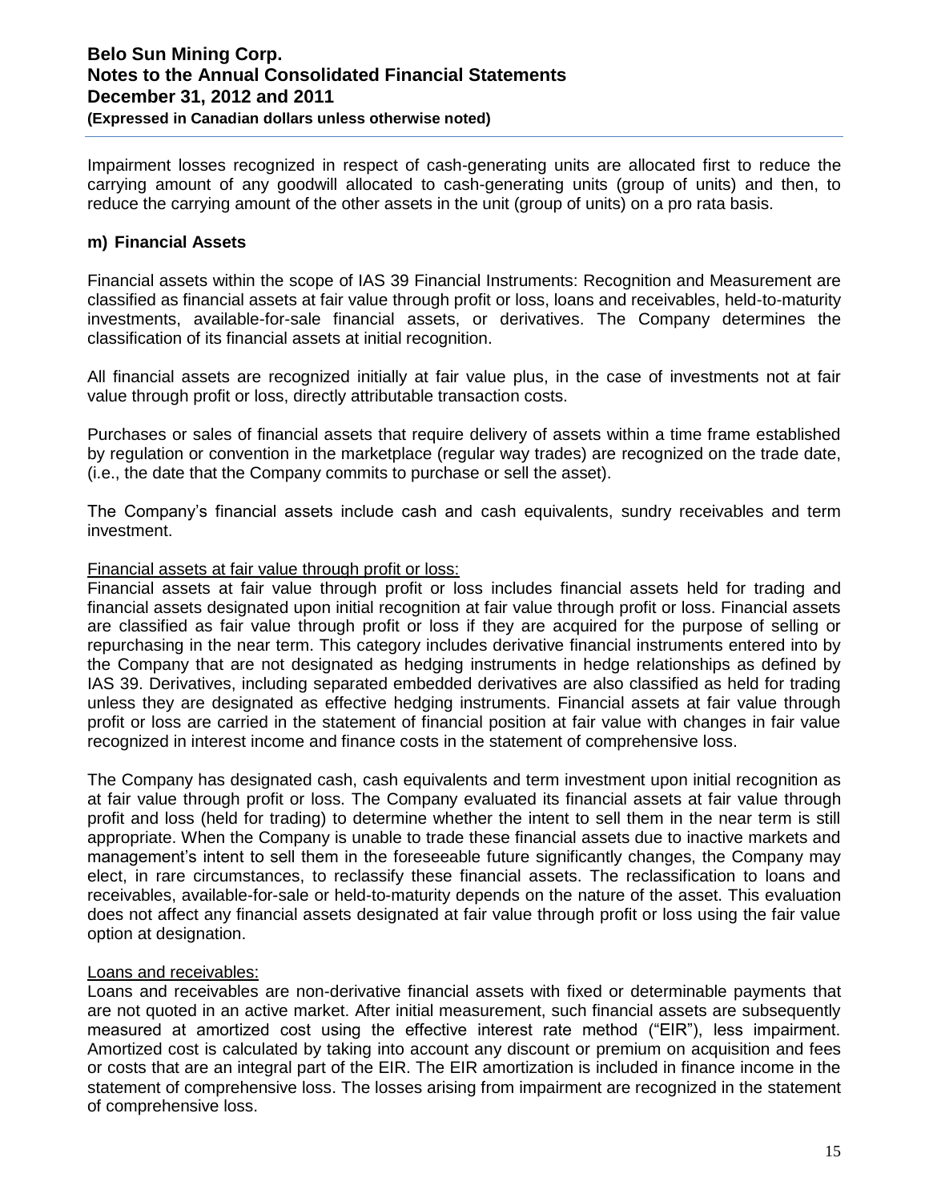Impairment losses recognized in respect of cash-generating units are allocated first to reduce the carrying amount of any goodwill allocated to cash-generating units (group of units) and then, to reduce the carrying amount of the other assets in the unit (group of units) on a pro rata basis.

## m) Financial Assets

Financial assets within the scope of IAS 39 Financial Instruments: Recognition and Measurement are classified as financial assets at fair value through profit or loss, loans and receivables, held-to-maturity investments, available-for-sale financial assets, or derivatives. The Company determines the classification of its financial assets at initial recognition.

All financial assets are recognized initially at fair value plus, in the case of investments not at fair value through profit or loss, directly attributable transaction costs.

Purchases or sales of financial assets that require delivery of assets within a time frame established by regulation or convention in the marketplace (regular way trades) are recognized on the trade date, (i.e., the date that the Company commits to purchase or sell the asset).

The Company's financial assets include cash and cash equivalents, sundry receivables and term investment.

Financial assets at fair value through profit or loss:
Financial assets at fair value through profit or loss includes financial assets held for trading and financial assets designated upon initial recognition at fair value through profit or loss. Financial assets are classified as fair value through profit or loss if they are acquired for the purpose of selling or repurchasing in the near term. This category includes derivative financial instruments entered into by the Company that are not designated as hedging instruments in hedge relationships as defined by IAS 39. Derivatives, including separated embedded derivatives are also classified as held for trading unless they are designated as effective hedging instruments. Financial assets at fair value through profit or loss are carried in the statement of financial position at fair value with changes in fair value recognized in interest income and finance costs in the statement of comprehensive loss.

The Company has designated cash, cash equivalents and term investment upon initial recognition as at fair value through profit or loss. The Company evaluated its financial assets at fair value through profit and loss (held for trading) to determine whether the intent to sell them in the near term is still appropriate. When the Company is unable to trade these financial assets due to inactive markets and management's intent to sell them in the foreseeable future significantly changes, the Company may elect, in rare circumstances, to reclassify these financial assets. The reclassification to loans and receivables, available-for-sale or held-to-maturity depends on the nature of the asset. This evaluation does not affect any financial assets designated at fair value through profit or loss using the fair value option at designation.

Loans and receivables:
Loans and receivables are non-derivative financial assets with fixed or determinable payments that are not quoted in an active market. After initial measurement, such financial assets are subsequently measured at amortized cost using the effective interest rate method ("EIR"), less impairment. Amortized cost is calculated by taking into account any discount or premium on acquisition and fees or costs that are an integral part of the EIR. The EIR amortization is included in finance income in the statement of comprehensive loss. The losses arising from impairment are recognized in the statement of comprehensive loss.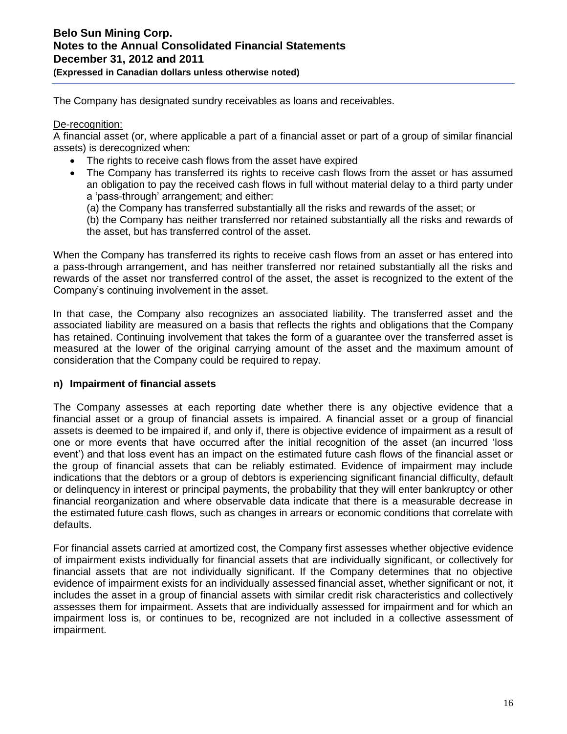The Company has designated sundry receivables as loans and receivables.

De-recognition:

A financial asset (or, where applicable a part of a financial asset or part of a group of similar financial assets) is derecognized when:

- The rights to receive cash flows from the asset have expired
- The Company has transferred its rights to receive cash flows from the asset or has assumed an obligation to pay the received cash flows in full without material delay to a third party under a 'pass-through' arrangement; and either:
  (a) the Company has transferred substantially all the risks and rewards of the asset; or
  (b) the Company has neither transferred nor retained substantially all the risks and rewards of the asset, but has transferred control of the asset.

When the Company has transferred its rights to receive cash flows from an asset or has entered into a pass-through arrangement, and has neither transferred nor retained substantially all the risks and rewards of the asset nor transferred control of the asset, the asset is recognized to the extent of the Company's continuing involvement in the asset.

In that case, the Company also recognizes an associated liability. The transferred asset and the associated liability are measured on a basis that reflects the rights and obligations that the Company has retained. Continuing involvement that takes the form of a guarantee over the transferred asset is measured at the lower of the original carrying amount of the asset and the maximum amount of consideration that the Company could be required to repay.

**n) Impairment of financial assets**

The Company assesses at each reporting date whether there is any objective evidence that a financial asset or a group of financial assets is impaired. A financial asset or a group of financial assets is deemed to be impaired if, and only if, there is objective evidence of impairment as a result of one or more events that have occurred after the initial recognition of the asset (an incurred 'loss event') and that loss event has an impact on the estimated future cash flows of the financial asset or the group of financial assets that can be reliably estimated. Evidence of impairment may include indications that the debtors or a group of debtors is experiencing significant financial difficulty, default or delinquency in interest or principal payments, the probability that they will enter bankruptcy or other financial reorganization and where observable data indicate that there is a measurable decrease in the estimated future cash flows, such as changes in arrears or economic conditions that correlate with defaults.

For financial assets carried at amortized cost, the Company first assesses whether objective evidence of impairment exists individually for financial assets that are individually significant, or collectively for financial assets that are not individually significant. If the Company determines that no objective evidence of impairment exists for an individually assessed financial asset, whether significant or not, it includes the asset in a group of financial assets with similar credit risk characteristics and collectively assesses them for impairment. Assets that are individually assessed for impairment and for which an impairment loss is, or continues to be, recognized are not included in a collective assessment of impairment.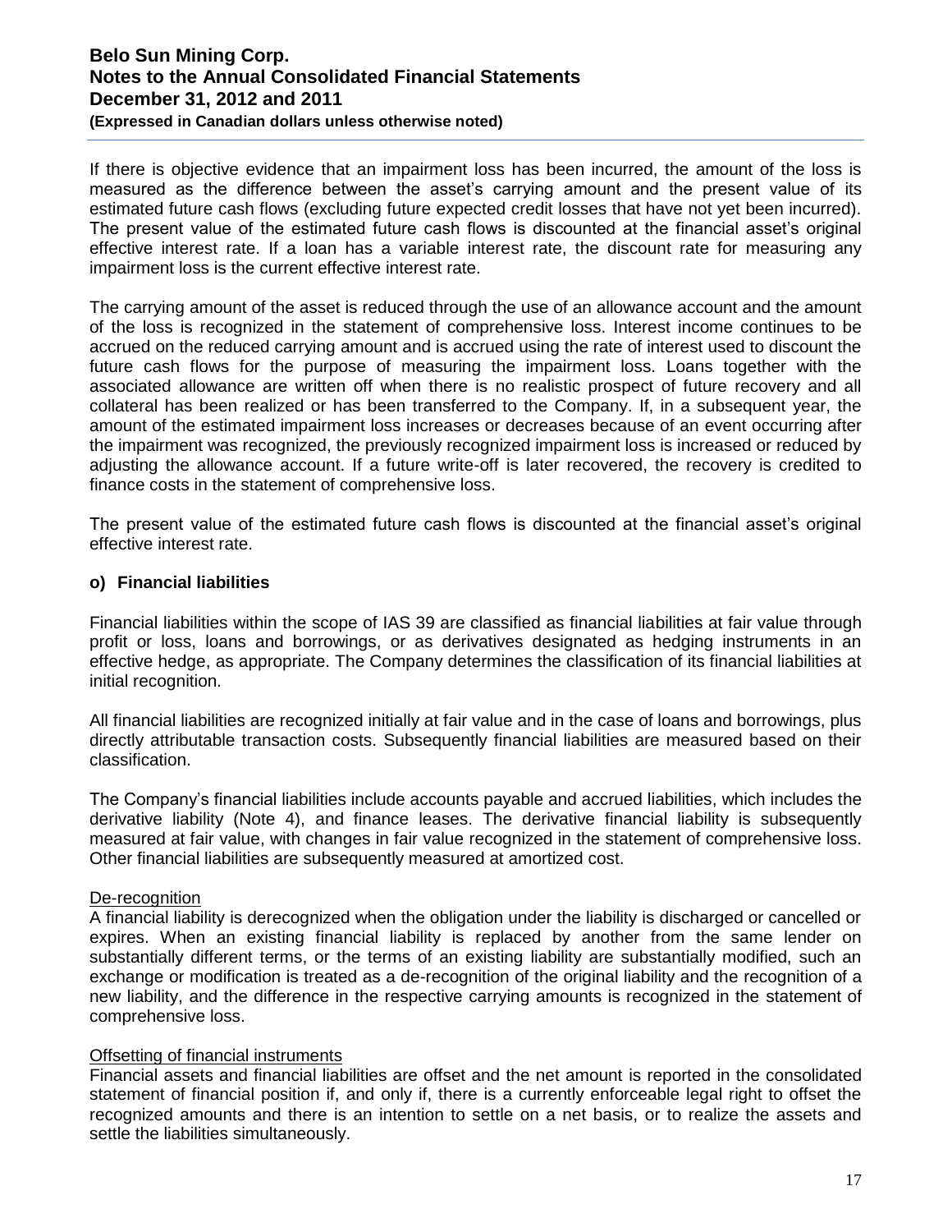If there is objective evidence that an impairment loss has been incurred, the amount of the loss is measured as the difference between the asset's carrying amount and the present value of its estimated future cash flows (excluding future expected credit losses that have not yet been incurred). The present value of the estimated future cash flows is discounted at the financial asset's original effective interest rate. If a loan has a variable interest rate, the discount rate for measuring any impairment loss is the current effective interest rate.

The carrying amount of the asset is reduced through the use of an allowance account and the amount of the loss is recognized in the statement of comprehensive loss. Interest income continues to be accrued on the reduced carrying amount and is accrued using the rate of interest used to discount the future cash flows for the purpose of measuring the impairment loss. Loans together with the associated allowance are written off when there is no realistic prospect of future recovery and all collateral has been realized or has been transferred to the Company. If, in a subsequent year, the amount of the estimated impairment loss increases or decreases because of an event occurring after the impairment was recognized, the previously recognized impairment loss is increased or reduced by adjusting the allowance account. If a future write-off is later recovered, the recovery is credited to finance costs in the statement of comprehensive loss.

The present value of the estimated future cash flows is discounted at the financial asset's original effective interest rate.

### o) Financial liabilities

Financial liabilities within the scope of IAS 39 are classified as financial liabilities at fair value through profit or loss, loans and borrowings, or as derivatives designated as hedging instruments in an effective hedge, as appropriate. The Company determines the classification of its financial liabilities at initial recognition.

All financial liabilities are recognized initially at fair value and in the case of loans and borrowings, plus directly attributable transaction costs. Subsequently financial liabilities are measured based on their classification.

The Company's financial liabilities include accounts payable and accrued liabilities, which includes the derivative liability (Note 4), and finance leases. The derivative financial liability is subsequently measured at fair value, with changes in fair value recognized in the statement of comprehensive loss. Other financial liabilities are subsequently measured at amortized cost.

<u>De-recognition</u>

A financial liability is derecognized when the obligation under the liability is discharged or cancelled or expires. When an existing financial liability is replaced by another from the same lender on substantially different terms, or the terms of an existing liability are substantially modified, such an exchange or modification is treated as a de-recognition of the original liability and the recognition of a new liability, and the difference in the respective carrying amounts is recognized in the statement of comprehensive loss.

<u>Offsetting of financial instruments</u>

Financial assets and financial liabilities are offset and the net amount is reported in the consolidated statement of financial position if, and only if, there is a currently enforceable legal right to offset the recognized amounts and there is an intention to settle on a net basis, or to realize the assets and settle the liabilities simultaneously.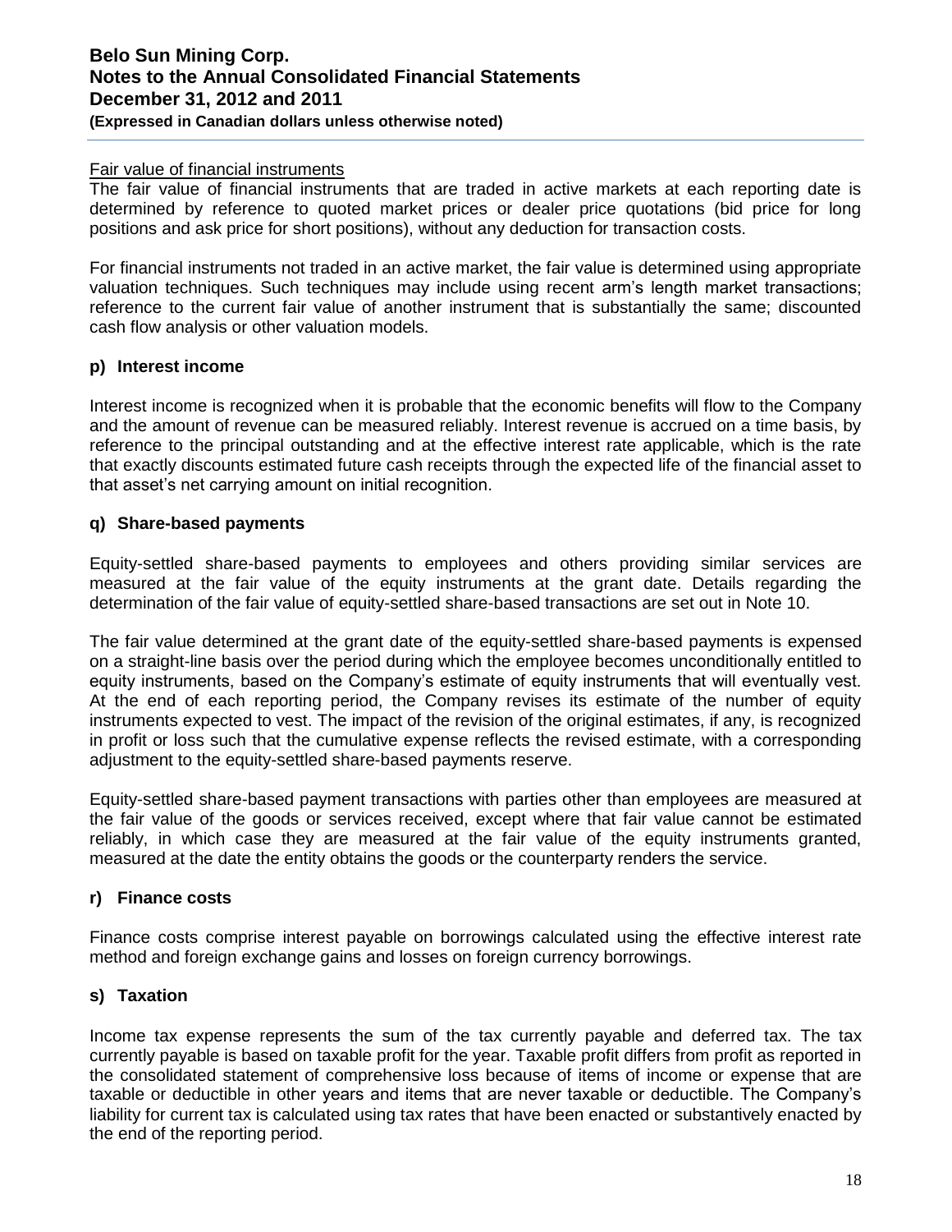Fair value of financial instruments

The fair value of financial instruments that are traded in active markets at each reporting date is determined by reference to quoted market prices or dealer price quotations (bid price for long positions and ask price for short positions), without any deduction for transaction costs.

For financial instruments not traded in an active market, the fair value is determined using appropriate valuation techniques. Such techniques may include using recent arm's length market transactions; reference to the current fair value of another instrument that is substantially the same; discounted cash flow analysis or other valuation models.

### p) Interest income

Interest income is recognized when it is probable that the economic benefits will flow to the Company and the amount of revenue can be measured reliably. Interest revenue is accrued on a time basis, by reference to the principal outstanding and at the effective interest rate applicable, which is the rate that exactly discounts estimated future cash receipts through the expected life of the financial asset to that asset's net carrying amount on initial recognition.

### q) Share-based payments

Equity-settled share-based payments to employees and others providing similar services are measured at the fair value of the equity instruments at the grant date. Details regarding the determination of the fair value of equity-settled share-based transactions are set out in Note 10.

The fair value determined at the grant date of the equity-settled share-based payments is expensed on a straight-line basis over the period during which the employee becomes unconditionally entitled to equity instruments, based on the Company's estimate of equity instruments that will eventually vest. At the end of each reporting period, the Company revises its estimate of the number of equity instruments expected to vest. The impact of the revision of the original estimates, if any, is recognized in profit or loss such that the cumulative expense reflects the revised estimate, with a corresponding adjustment to the equity-settled share-based payments reserve.

Equity-settled share-based payment transactions with parties other than employees are measured at the fair value of the goods or services received, except where that fair value cannot be estimated reliably, in which case they are measured at the fair value of the equity instruments granted, measured at the date the entity obtains the goods or the counterparty renders the service.

### r) Finance costs

Finance costs comprise interest payable on borrowings calculated using the effective interest rate method and foreign exchange gains and losses on foreign currency borrowings.

### s) Taxation

Income tax expense represents the sum of the tax currently payable and deferred tax. The tax currently payable is based on taxable profit for the year. Taxable profit differs from profit as reported in the consolidated statement of comprehensive loss because of items of income or expense that are taxable or deductible in other years and items that are never taxable or deductible. The Company's liability for current tax is calculated using tax rates that have been enacted or substantively enacted by the end of the reporting period.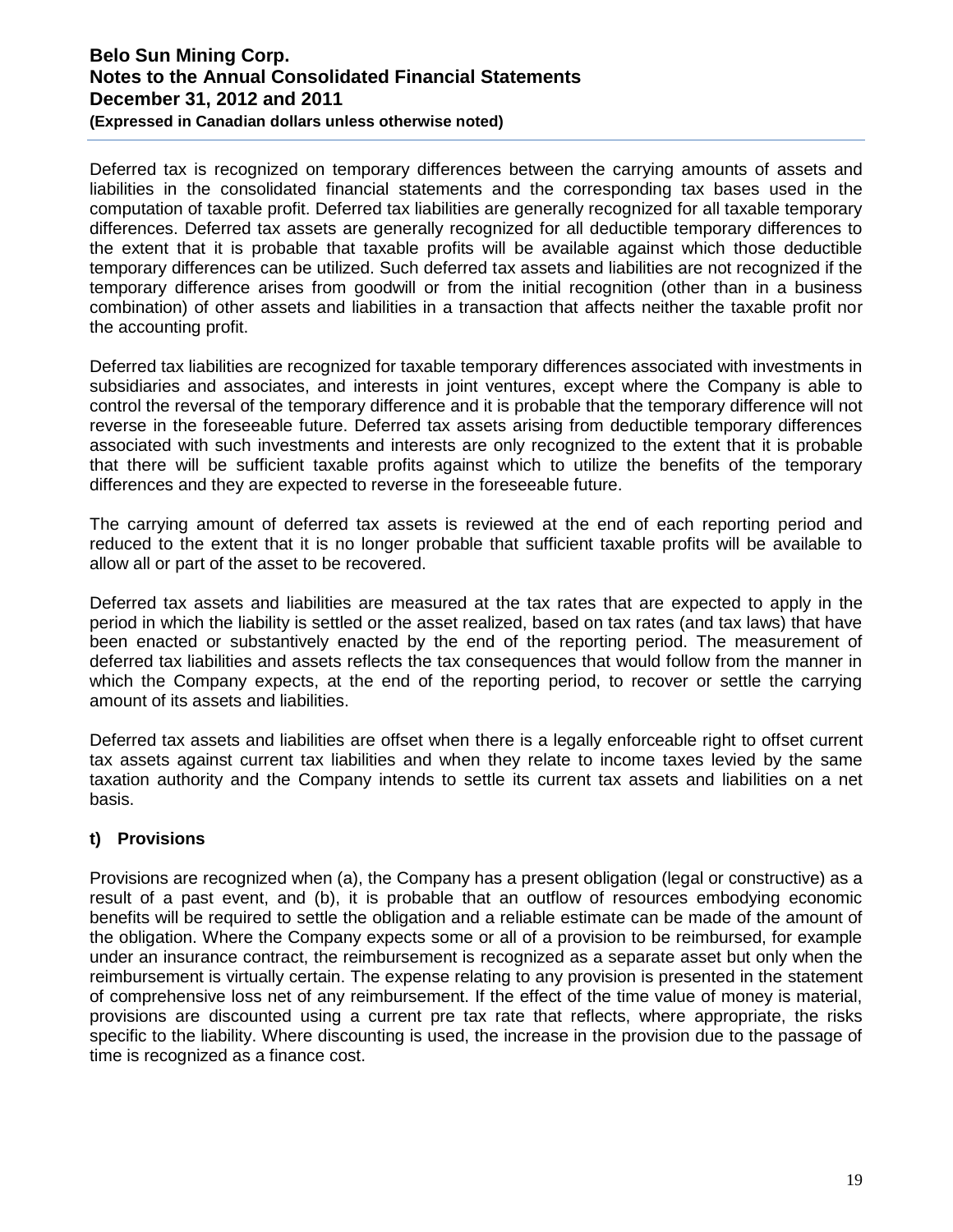Deferred tax is recognized on temporary differences between the carrying amounts of assets and liabilities in the consolidated financial statements and the corresponding tax bases used in the computation of taxable profit. Deferred tax liabilities are generally recognized for all taxable temporary differences. Deferred tax assets are generally recognized for all deductible temporary differences to the extent that it is probable that taxable profits will be available against which those deductible temporary differences can be utilized. Such deferred tax assets and liabilities are not recognized if the temporary difference arises from goodwill or from the initial recognition (other than in a business combination) of other assets and liabilities in a transaction that affects neither the taxable profit nor the accounting profit.

Deferred tax liabilities are recognized for taxable temporary differences associated with investments in subsidiaries and associates, and interests in joint ventures, except where the Company is able to control the reversal of the temporary difference and it is probable that the temporary difference will not reverse in the foreseeable future. Deferred tax assets arising from deductible temporary differences associated with such investments and interests are only recognized to the extent that it is probable that there will be sufficient taxable profits against which to utilize the benefits of the temporary differences and they are expected to reverse in the foreseeable future.

The carrying amount of deferred tax assets is reviewed at the end of each reporting period and reduced to the extent that it is no longer probable that sufficient taxable profits will be available to allow all or part of the asset to be recovered.

Deferred tax assets and liabilities are measured at the tax rates that are expected to apply in the period in which the liability is settled or the asset realized, based on tax rates (and tax laws) that have been enacted or substantively enacted by the end of the reporting period. The measurement of deferred tax liabilities and assets reflects the tax consequences that would follow from the manner in which the Company expects, at the end of the reporting period, to recover or settle the carrying amount of its assets and liabilities.

Deferred tax assets and liabilities are offset when there is a legally enforceable right to offset current tax assets against current tax liabilities and when they relate to income taxes levied by the same taxation authority and the Company intends to settle its current tax assets and liabilities on a net basis.

### t) Provisions

Provisions are recognized when (a), the Company has a present obligation (legal or constructive) as a result of a past event, and (b), it is probable that an outflow of resources embodying economic benefits will be required to settle the obligation and a reliable estimate can be made of the amount of the obligation. Where the Company expects some or all of a provision to be reimbursed, for example under an insurance contract, the reimbursement is recognized as a separate asset but only when the reimbursement is virtually certain. The expense relating to any provision is presented in the statement of comprehensive loss net of any reimbursement. If the effect of the time value of money is material, provisions are discounted using a current pre tax rate that reflects, where appropriate, the risks specific to the liability. Where discounting is used, the increase in the provision due to the passage of time is recognized as a finance cost.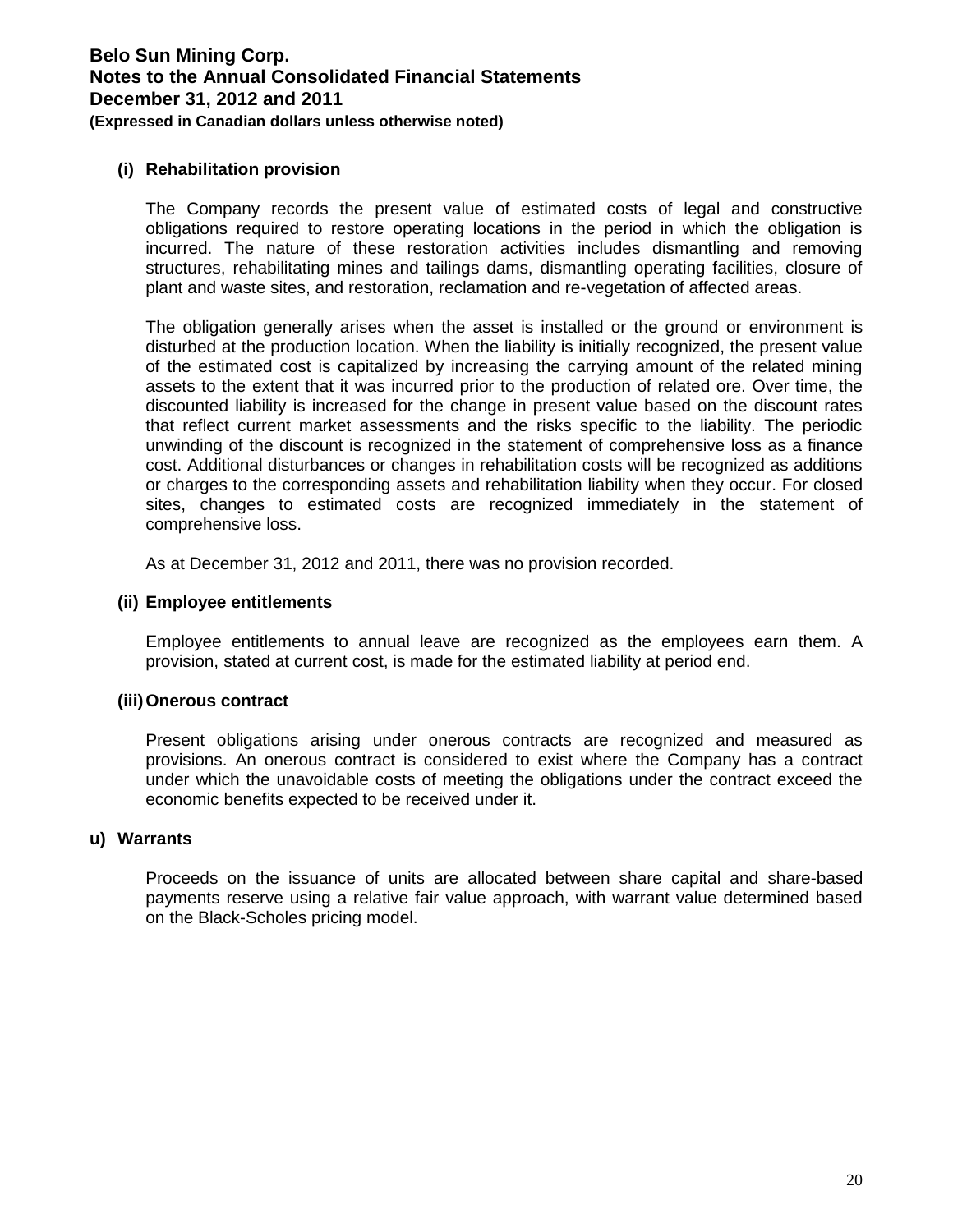#### (i) Rehabilitation provision

The Company records the present value of estimated costs of legal and constructive obligations required to restore operating locations in the period in which the obligation is incurred. The nature of these restoration activities includes dismantling and removing structures, rehabilitating mines and tailings dams, dismantling operating facilities, closure of plant and waste sites, and restoration, reclamation and re-vegetation of affected areas.

The obligation generally arises when the asset is installed or the ground or environment is disturbed at the production location. When the liability is initially recognized, the present value of the estimated cost is capitalized by increasing the carrying amount of the related mining assets to the extent that it was incurred prior to the production of related ore. Over time, the discounted liability is increased for the change in present value based on the discount rates that reflect current market assessments and the risks specific to the liability. The periodic unwinding of the discount is recognized in the statement of comprehensive loss as a finance cost. Additional disturbances or changes in rehabilitation costs will be recognized as additions or charges to the corresponding assets and rehabilitation liability when they occur. For closed sites, changes to estimated costs are recognized immediately in the statement of comprehensive loss.

As at December 31, 2012 and 2011, there was no provision recorded.

#### (ii) Employee entitlements

Employee entitlements to annual leave are recognized as the employees earn them. A provision, stated at current cost, is made for the estimated liability at period end.

#### (iii) Onerous contract

Present obligations arising under onerous contracts are recognized and measured as provisions. An onerous contract is considered to exist where the Company has a contract under which the unavoidable costs of meeting the obligations under the contract exceed the economic benefits expected to be received under it.

### u) Warrants

Proceeds on the issuance of units are allocated between share capital and share-based payments reserve using a relative fair value approach, with warrant value determined based on the Black-Scholes pricing model.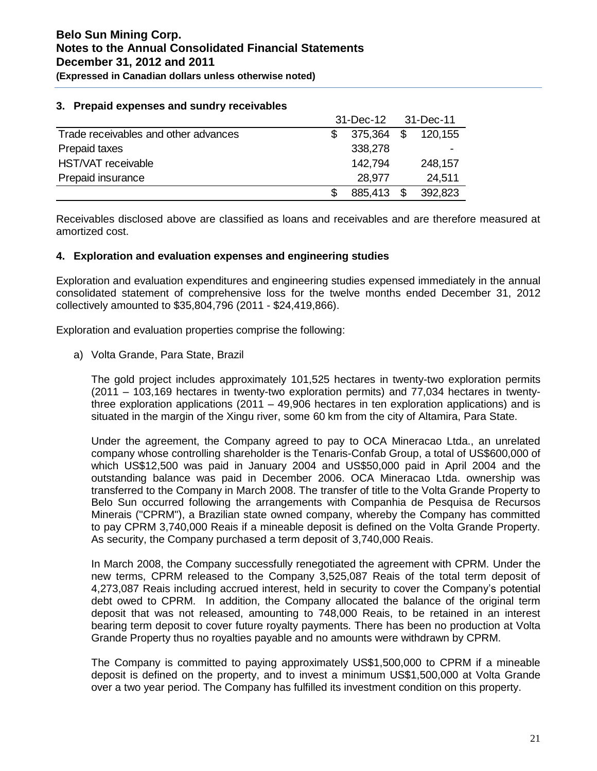## 3. Prepaid expenses and sundry receivables

| | 31-Dec-12 | 31-Dec-11 |
|---|---|---|
| Trade receivables and other advances | $ 375,364 | $ 120,155 |
| Prepaid taxes | 338,278 | - |
| HST/VAT receivable | 142,794 | 248,157 |
| Prepaid insurance | 28,977 | 24,511 |
| | $ 885,413 | $ 392,823 |

Receivables disclosed above are classified as loans and receivables and are therefore measured at amortized cost.

## 4. Exploration and evaluation expenses and engineering studies

Exploration and evaluation expenditures and engineering studies expensed immediately in the annual consolidated statement of comprehensive loss for the twelve months ended December 31, 2012 collectively amounted to $35,804,796 (2011 - $24,419,866).

Exploration and evaluation properties comprise the following:

a) Volta Grande, Para State, Brazil

The gold project includes approximately 101,525 hectares in twenty-two exploration permits (2011 – 103,169 hectares in twenty-two exploration permits) and 77,034 hectares in twenty-three exploration applications (2011 – 49,906 hectares in ten exploration applications) and is situated in the margin of the Xingu river, some 60 km from the city of Altamira, Para State.

Under the agreement, the Company agreed to pay to OCA Mineracao Ltda., an unrelated company whose controlling shareholder is the Tenaris-Confab Group, a total of US$600,000 of which US$12,500 was paid in January 2004 and US$50,000 paid in April 2004 and the outstanding balance was paid in December 2006. OCA Mineracao Ltda. ownership was transferred to the Company in March 2008. The transfer of title to the Volta Grande Property to Belo Sun occurred following the arrangements with Companhia de Pesquisa de Recursos Minerais ("CPRM"), a Brazilian state owned company, whereby the Company has committed to pay CPRM 3,740,000 Reais if a mineable deposit is defined on the Volta Grande Property. As security, the Company purchased a term deposit of 3,740,000 Reais.

In March 2008, the Company successfully renegotiated the agreement with CPRM. Under the new terms, CPRM released to the Company 3,525,087 Reais of the total term deposit of 4,273,087 Reais including accrued interest, held in security to cover the Company's potential debt owed to CPRM. In addition, the Company allocated the balance of the original term deposit that was not released, amounting to 748,000 Reais, to be retained in an interest bearing term deposit to cover future royalty payments. There has been no production at Volta Grande Property thus no royalties payable and no amounts were withdrawn by CPRM.

The Company is committed to paying approximately US$1,500,000 to CPRM if a mineable deposit is defined on the property, and to invest a minimum US$1,500,000 at Volta Grande over a two year period. The Company has fulfilled its investment condition on this property.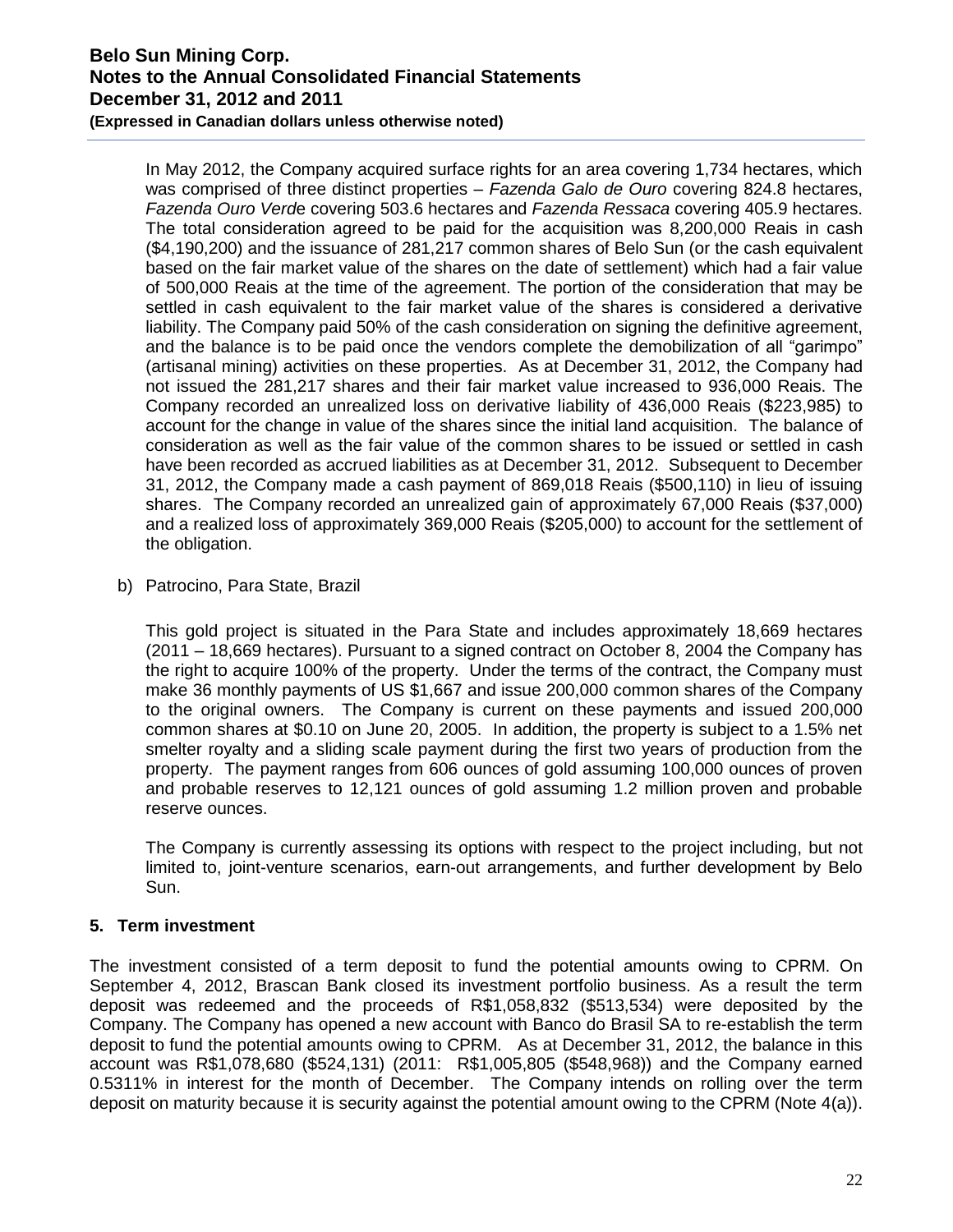In May 2012, the Company acquired surface rights for an area covering 1,734 hectares, which was comprised of three distinct properties – *Fazenda Galo de Ouro* covering 824.8 hectares, *Fazenda Ouro Verde* covering 503.6 hectares and *Fazenda Ressaca* covering 405.9 hectares. The total consideration agreed to be paid for the acquisition was 8,200,000 Reais in cash ($4,190,200) and the issuance of 281,217 common shares of Belo Sun (or the cash equivalent based on the fair market value of the shares on the date of settlement) which had a fair value of 500,000 Reais at the time of the agreement. The portion of the consideration that may be settled in cash equivalent to the fair market value of the shares is considered a derivative liability. The Company paid 50% of the cash consideration on signing the definitive agreement, and the balance is to be paid once the vendors complete the demobilization of all "garimpo" (artisanal mining) activities on these properties. As at December 31, 2012, the Company had not issued the 281,217 shares and their fair market value increased to 936,000 Reais. The Company recorded an unrealized loss on derivative liability of 436,000 Reais ($223,985) to account for the change in value of the shares since the initial land acquisition. The balance of consideration as well as the fair value of the common shares to be issued or settled in cash have been recorded as accrued liabilities as at December 31, 2012. Subsequent to December 31, 2012, the Company made a cash payment of 869,018 Reais ($500,110) in lieu of issuing shares. The Company recorded an unrealized gain of approximately 67,000 Reais ($37,000) and a realized loss of approximately 369,000 Reais ($205,000) to account for the settlement of the obligation.

b) Patrocino, Para State, Brazil

This gold project is situated in the Para State and includes approximately 18,669 hectares (2011 – 18,669 hectares). Pursuant to a signed contract on October 8, 2004 the Company has the right to acquire 100% of the property. Under the terms of the contract, the Company must make 36 monthly payments of US $1,667 and issue 200,000 common shares of the Company to the original owners. The Company is current on these payments and issued 200,000 common shares at $0.10 on June 20, 2005. In addition, the property is subject to a 1.5% net smelter royalty and a sliding scale payment during the first two years of production from the property. The payment ranges from 606 ounces of gold assuming 100,000 ounces of proven and probable reserves to 12,121 ounces of gold assuming 1.2 million proven and probable reserve ounces.

The Company is currently assessing its options with respect to the project including, but not limited to, joint-venture scenarios, earn-out arrangements, and further development by Belo Sun.

## 5. Term investment

The investment consisted of a term deposit to fund the potential amounts owing to CPRM. On September 4, 2012, Brascan Bank closed its investment portfolio business. As a result the term deposit was redeemed and the proceeds of R$1,058,832 ($513,534) were deposited by the Company. The Company has opened a new account with Banco do Brasil SA to re-establish the term deposit to fund the potential amounts owing to CPRM. As at December 31, 2012, the balance in this account was R$1,078,680 ($524,131) (2011: R$1,005,805 ($548,968)) and the Company earned 0.5311% in interest for the month of December. The Company intends on rolling over the term deposit on maturity because it is security against the potential amount owing to the CPRM (Note 4(a)).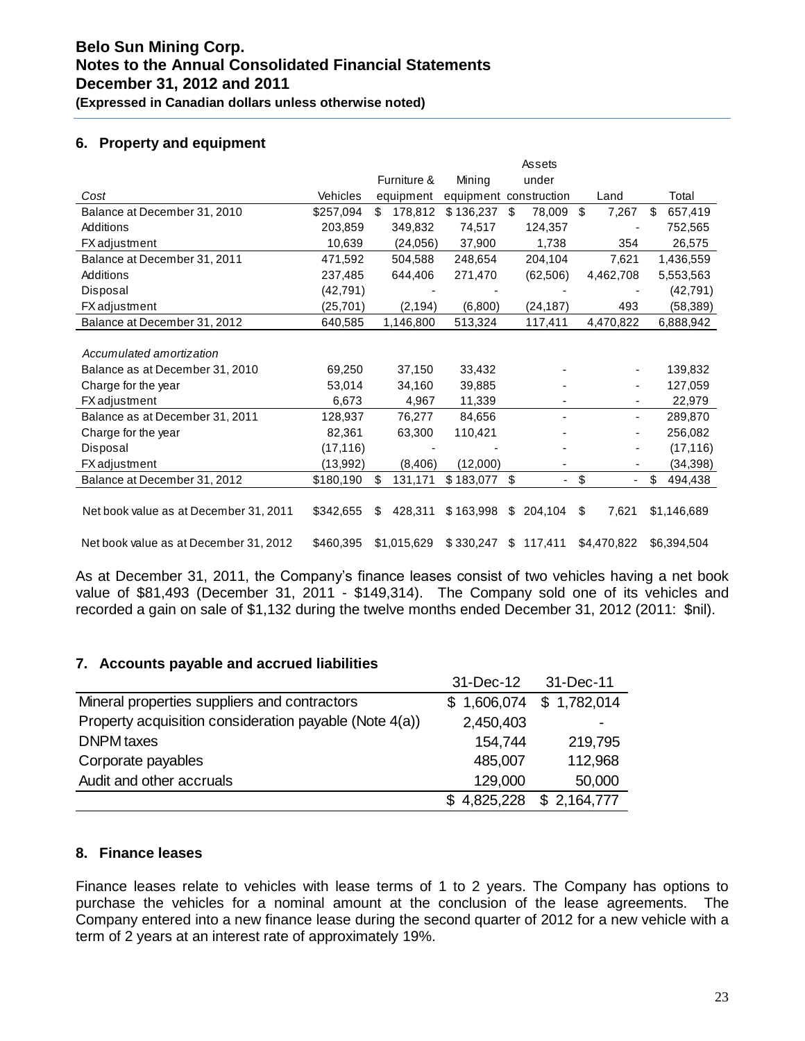## 6. Property and equipment

| *Cost* | Vehicles | Furniture & equipment | Mining equipment | Assets under construction | Land | Total |
|---|---|---|---|---|---|---|
| Balance at December 31, 2010 | $257,094 | $ 178,812 | $ 136,237 | $ 78,009 | $ 7,267 | $ 657,419 |
| Additions | 203,859 | 349,832 | 74,517 | 124,357 | - | 752,565 |
| FX adjustment | 10,639 | (24,056) | 37,900 | 1,738 | 354 | 26,575 |
| Balance at December 31, 2011 | 471,592 | 504,588 | 248,654 | 204,104 | 7,621 | 1,436,559 |
| Additions | 237,485 | 644,406 | 271,470 | (62,506) | 4,462,708 | 5,553,563 |
| Disposal | (42,791) | - | - | - | - | (42,791) |
| FX adjustment | (25,701) | (2,194) | (6,800) | (24,187) | 493 | (58,389) |
| Balance at December 31, 2012 | 640,585 | 1,146,800 | 513,324 | 117,411 | 4,470,822 | 6,888,942 |
| | | | | | | |
| *Accumulated amortization* | | | | | | |
| Balance as at December 31, 2010 | 69,250 | 37,150 | 33,432 | - | - | 139,832 |
| Charge for the year | 53,014 | 34,160 | 39,885 | - | - | 127,059 |
| FX adjustment | 6,673 | 4,967 | 11,339 | - | - | 22,979 |
| Balance as at December 31, 2011 | 128,937 | 76,277 | 84,656 | - | - | 289,870 |
| Charge for the year | 82,361 | 63,300 | 110,421 | - | - | 256,082 |
| Disposal | (17,116) | - | - | - | - | (17,116) |
| FX adjustment | (13,992) | (8,406) | (12,000) | - | - | (34,398) |
| Balance at December 31, 2012 | $180,190 | $ 131,171 | $ 183,077 | $ - | $ - | $ 494,438 |
| | | | | | | |
| Net book value as at December 31, 2011 | $342,655 | $ 428,311 | $ 163,998 | $ 204,104 | $ 7,621 | $1,146,689 |
| | | | | | | |
| Net book value as at December 31, 2012 | $460,395 | $1,015,629 | $ 330,247 | $ 117,411 | $4,470,822 | $6,394,504 |

As at December 31, 2011, the Company's finance leases consist of two vehicles having a net book value of $81,493 (December 31, 2011 - $149,314). The Company sold one of its vehicles and recorded a gain on sale of $1,132 during the twelve months ended December 31, 2012 (2011: $nil).

## 7. Accounts payable and accrued liabilities

| | 31-Dec-12 | 31-Dec-11 |
|---|---|---|
| Mineral properties suppliers and contractors | $ 1,606,074 | $ 1,782,014 |
| Property acquisition consideration payable (Note 4(a)) | 2,450,403 | - |
| DNPM taxes | 154,744 | 219,795 |
| Corporate payables | 485,007 | 112,968 |
| Audit and other accruals | 129,000 | 50,000 |
| | $ 4,825,228 | $ 2,164,777 |

## 8. Finance leases

Finance leases relate to vehicles with lease terms of 1 to 2 years. The Company has options to purchase the vehicles for a nominal amount at the conclusion of the lease agreements. The Company entered into a new finance lease during the second quarter of 2012 for a new vehicle with a term of 2 years at an interest rate of approximately 19%.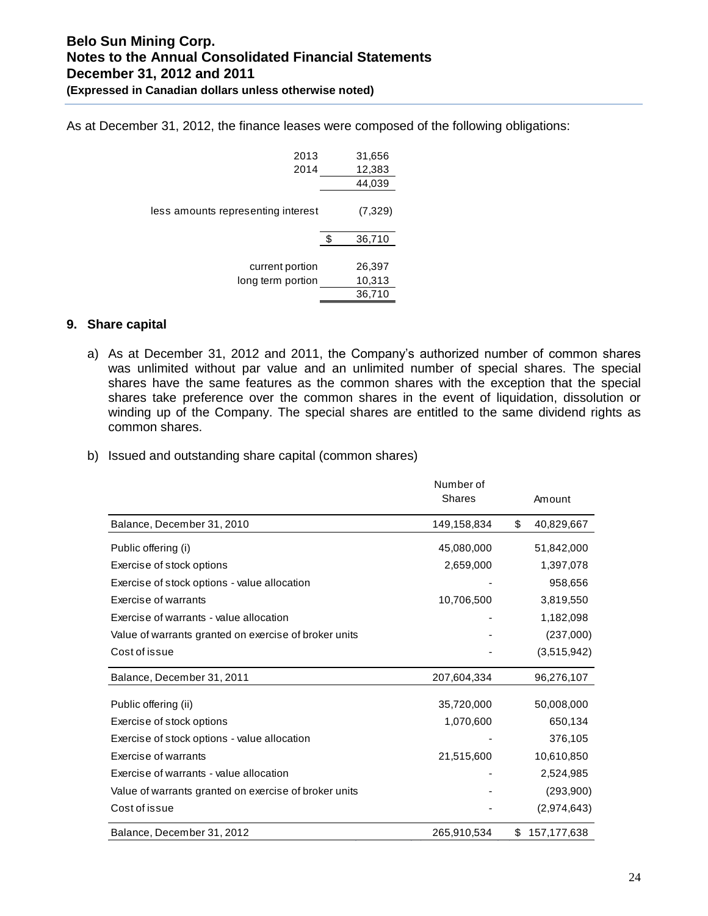As at December 31, 2012, the finance leases were composed of the following obligations:

| | |
|---|---|
| 2013 | 31,656 |
| 2014 | 12,383 |
| | 44,039 |
| less amounts representing interest | (7,329) |
| | $ 36,710 |
| current portion | 26,397 |
| long term portion | 10,313 |
| | 36,710 |

**9. Share capital**

a) As at December 31, 2012 and 2011, the Company's authorized number of common shares was unlimited without par value and an unlimited number of special shares. The special shares have the same features as the common shares with the exception that the special shares take preference over the common shares in the event of liquidation, dissolution or winding up of the Company. The special shares are entitled to the same dividend rights as common shares.

b) Issued and outstanding share capital (common shares)

| | Number of Shares | Amount |
|---|---|---|
| Balance, December 31, 2010 | 149,158,834 | $ 40,829,667 |
| Public offering (i) | 45,080,000 | 51,842,000 |
| Exercise of stock options | 2,659,000 | 1,397,078 |
| Exercise of stock options - value allocation | - | 958,656 |
| Exercise of warrants | 10,706,500 | 3,819,550 |
| Exercise of warrants - value allocation | - | 1,182,098 |
| Value of warrants granted on exercise of broker units | - | (237,000) |
| Cost of issue | - | (3,515,942) |
| Balance, December 31, 2011 | 207,604,334 | 96,276,107 |
| Public offering (ii) | 35,720,000 | 50,008,000 |
| Exercise of stock options | 1,070,600 | 650,134 |
| Exercise of stock options - value allocation | - | 376,105 |
| Exercise of warrants | 21,515,600 | 10,610,850 |
| Exercise of warrants - value allocation | - | 2,524,985 |
| Value of warrants granted on exercise of broker units | - | (293,900) |
| Cost of issue | - | (2,974,643) |
| Balance, December 31, 2012 | 265,910,534 | $ 157,177,638 |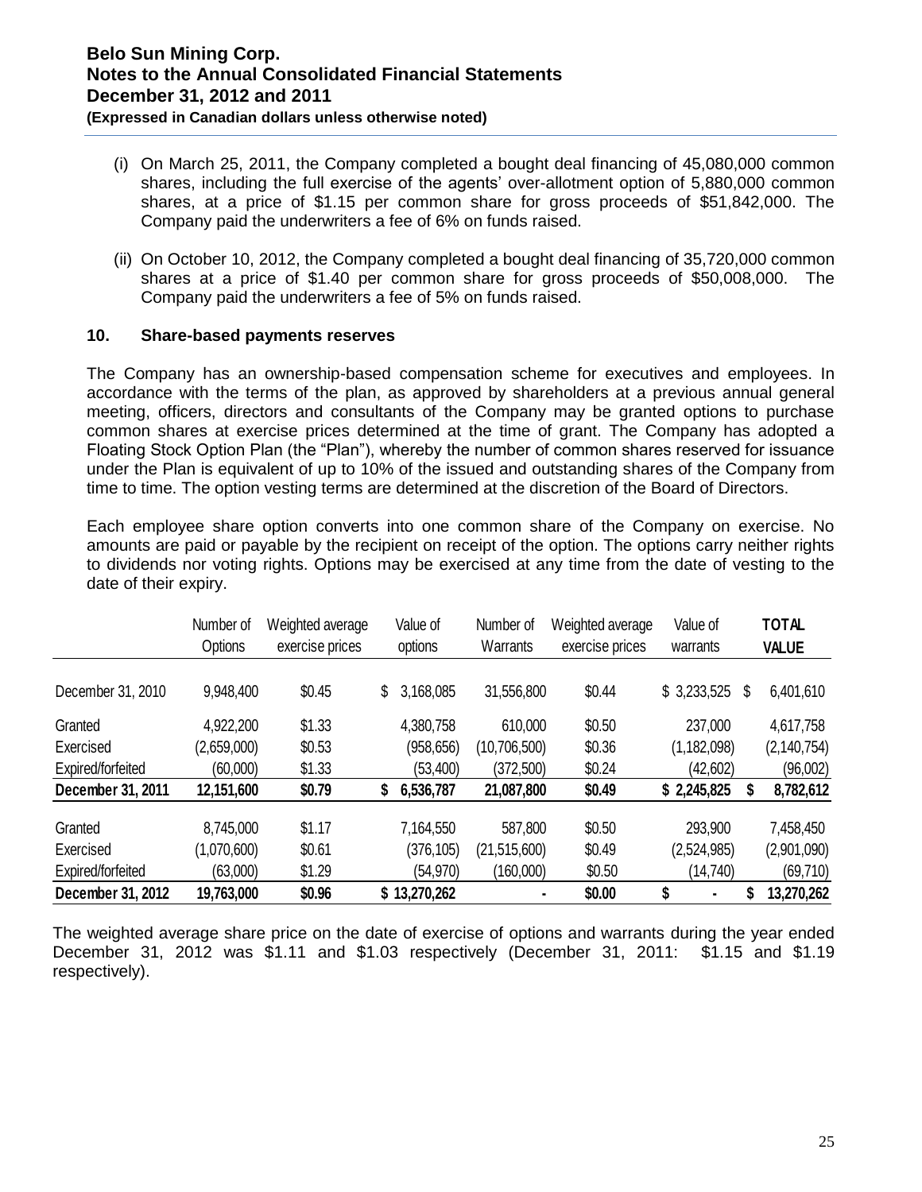(i) On March 25, 2011, the Company completed a bought deal financing of 45,080,000 common shares, including the full exercise of the agents' over-allotment option of 5,880,000 common shares, at a price of $1.15 per common share for gross proceeds of $51,842,000. The Company paid the underwriters a fee of 6% on funds raised.

(ii) On October 10, 2012, the Company completed a bought deal financing of 35,720,000 common shares at a price of $1.40 per common share for gross proceeds of $50,008,000. The Company paid the underwriters a fee of 5% on funds raised.

## 10. Share-based payments reserves

The Company has an ownership-based compensation scheme for executives and employees. In accordance with the terms of the plan, as approved by shareholders at a previous annual general meeting, officers, directors and consultants of the Company may be granted options to purchase common shares at exercise prices determined at the time of grant. The Company has adopted a Floating Stock Option Plan (the "Plan"), whereby the number of common shares reserved for issuance under the Plan is equivalent of up to 10% of the issued and outstanding shares of the Company from time to time. The option vesting terms are determined at the discretion of the Board of Directors.

Each employee share option converts into one common share of the Company on exercise. No amounts are paid or payable by the recipient on receipt of the option. The options carry neither rights to dividends nor voting rights. Options may be exercised at any time from the date of vesting to the date of their expiry.

| | Number of Options | Weighted average exercise prices | Value of options | Number of Warrants | Weighted average exercise prices | Value of warrants | TOTAL VALUE |
|---|---|---|---|---|---|---|---|
| December 31, 2010 | 9,948,400 | $0.45 | $ 3,168,085 | 31,556,800 | $0.44 | $ 3,233,525 | $ 6,401,610 |
| Granted | 4,922,200 | $1.33 | 4,380,758 | 610,000 | $0.50 | 237,000 | 4,617,758 |
| Exercised | (2,659,000) | $0.53 | (958,656) | (10,706,500) | $0.36 | (1,182,098) | (2,140,754) |
| Expired/forfeited | (60,000) | $1.33 | (53,400) | (372,500) | $0.24 | (42,602) | (96,002) |
| **December 31, 2011** | **12,151,600** | **$0.79** | **$ 6,536,787** | **21,087,800** | **$0.49** | **$ 2,245,825** | **$ 8,782,612** |
| Granted | 8,745,000 | $1.17 | 7,164,550 | 587,800 | $0.50 | 293,900 | 7,458,450 |
| Exercised | (1,070,600) | $0.61 | (376,105) | (21,515,600) | $0.49 | (2,524,985) | (2,901,090) |
| Expired/forfeited | (63,000) | $1.29 | (54,970) | (160,000) | $0.50 | (14,740) | (69,710) |
| **December 31, 2012** | **19,763,000** | **$0.96** | **$ 13,270,262** | **-** | **$0.00** | **$ -** | **$ 13,270,262** |

The weighted average share price on the date of exercise of options and warrants during the year ended December 31, 2012 was $1.11 and $1.03 respectively (December 31, 2011: $1.15 and $1.19 respectively).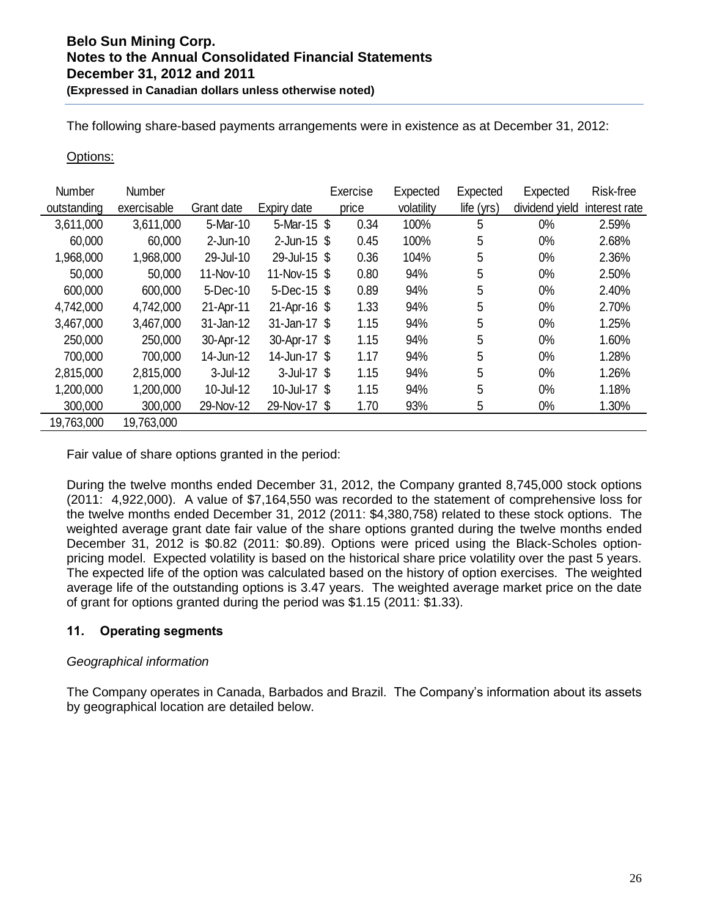The following share-based payments arrangements were in existence as at December 31, 2012:

Options:

| Number outstanding | Number exercisable | Grant date | Expiry date | Exercise price | Expected volatility | Expected life (yrs) | Expected dividend yield | Risk-free interest rate |
|---|---|---|---|---|---|---|---|---|
| 3,611,000 | 3,611,000 | 5-Mar-10 | 5-Mar-15 | $ 0.34 | 100% | 5 | 0% | 2.59% |
| 60,000 | 60,000 | 2-Jun-10 | 2-Jun-15 | $ 0.45 | 100% | 5 | 0% | 2.68% |
| 1,968,000 | 1,968,000 | 29-Jul-10 | 29-Jul-15 | $ 0.36 | 104% | 5 | 0% | 2.36% |
| 50,000 | 50,000 | 11-Nov-10 | 11-Nov-15 | $ 0.80 | 94% | 5 | 0% | 2.50% |
| 600,000 | 600,000 | 5-Dec-10 | 5-Dec-15 | $ 0.89 | 94% | 5 | 0% | 2.40% |
| 4,742,000 | 4,742,000 | 21-Apr-11 | 21-Apr-16 | $ 1.33 | 94% | 5 | 0% | 2.70% |
| 3,467,000 | 3,467,000 | 31-Jan-12 | 31-Jan-17 | $ 1.15 | 94% | 5 | 0% | 1.25% |
| 250,000 | 250,000 | 30-Apr-12 | 30-Apr-17 | $ 1.15 | 94% | 5 | 0% | 1.60% |
| 700,000 | 700,000 | 14-Jun-12 | 14-Jun-17 | $ 1.17 | 94% | 5 | 0% | 1.28% |
| 2,815,000 | 2,815,000 | 3-Jul-12 | 3-Jul-17 | $ 1.15 | 94% | 5 | 0% | 1.26% |
| 1,200,000 | 1,200,000 | 10-Jul-12 | 10-Jul-17 | $ 1.15 | 94% | 5 | 0% | 1.18% |
| 300,000 | 300,000 | 29-Nov-12 | 29-Nov-17 | $ 1.70 | 93% | 5 | 0% | 1.30% |
| 19,763,000 | 19,763,000 | | | | | | | |

Fair value of share options granted in the period:

During the twelve months ended December 31, 2012, the Company granted 8,745,000 stock options (2011: 4,922,000). A value of $7,164,550 was recorded to the statement of comprehensive loss for the twelve months ended December 31, 2012 (2011: $4,380,758) related to these stock options. The weighted average grant date fair value of the share options granted during the twelve months ended December 31, 2012 is $0.82 (2011: $0.89). Options were priced using the Black-Scholes option-pricing model. Expected volatility is based on the historical share price volatility over the past 5 years. The expected life of the option was calculated based on the history of option exercises. The weighted average life of the outstanding options is 3.47 years. The weighted average market price on the date of grant for options granted during the period was $1.15 (2011: $1.33).

## 11. Operating segments

*Geographical information*

The Company operates in Canada, Barbados and Brazil. The Company's information about its assets by geographical location are detailed below.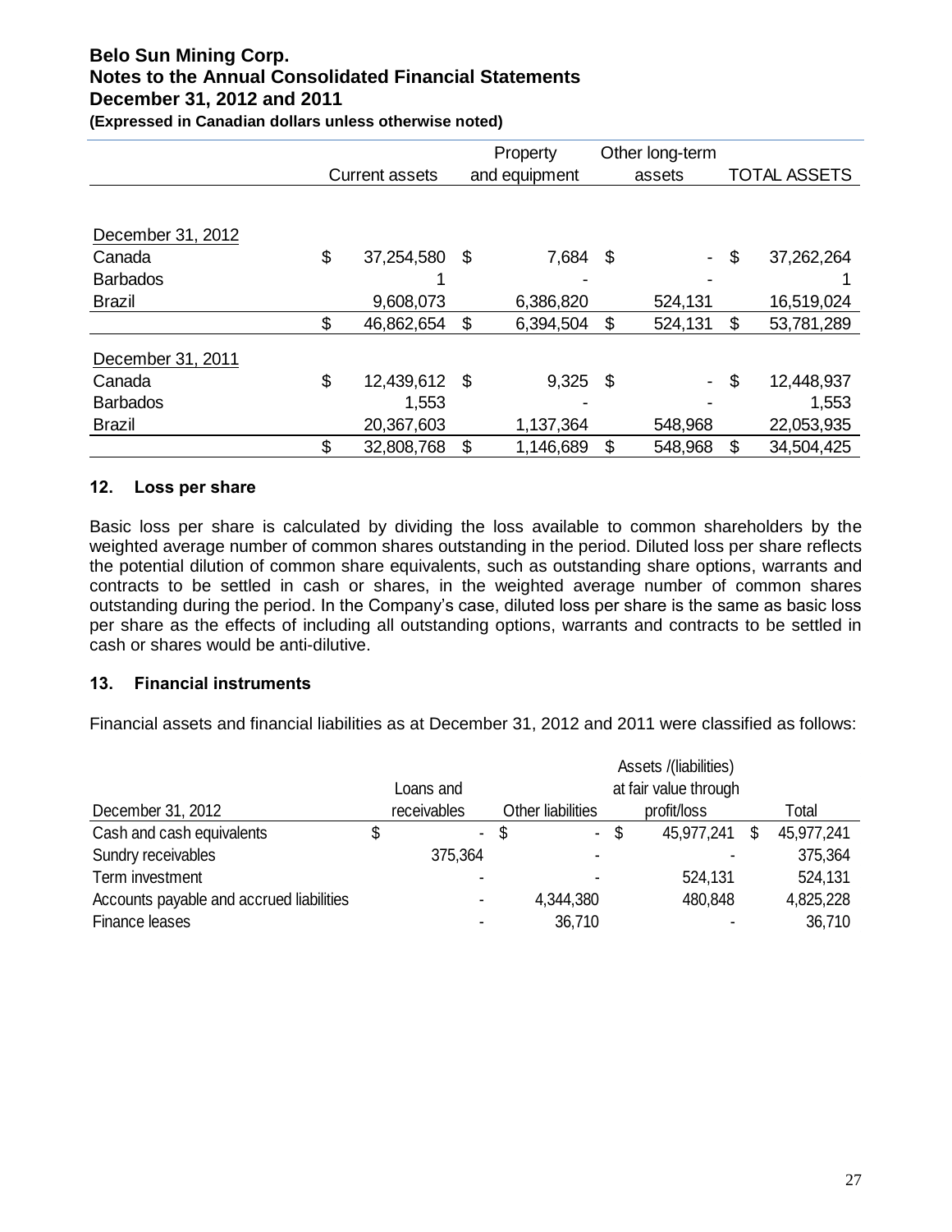| | Current assets | Property and equipment | Other long-term assets | TOTAL ASSETS |
|---|---|---|---|---|
| December 31, 2012 | | | | |
| Canada | $ 37,254,580 | $ 7,684 | $ - | $ 37,262,264 |
| Barbados | 1 | - | - | 1 |
| Brazil | 9,608,073 | 6,386,820 | 524,131 | 16,519,024 |
| | $ 46,862,654 | $ 6,394,504 | $ 524,131 | $ 53,781,289 |
| December 31, 2011 | | | | |
| Canada | $ 12,439,612 | $ 9,325 | $ - | $ 12,448,937 |
| Barbados | 1,553 | - | - | 1,553 |
| Brazil | 20,367,603 | 1,137,364 | 548,968 | 22,053,935 |
| | $ 32,808,768 | $ 1,146,689 | $ 548,968 | $ 34,504,425 |

## 12. Loss per share

Basic loss per share is calculated by dividing the loss available to common shareholders by the weighted average number of common shares outstanding in the period. Diluted loss per share reflects the potential dilution of common share equivalents, such as outstanding share options, warrants and contracts to be settled in cash or shares, in the weighted average number of common shares outstanding during the period. In the Company's case, diluted loss per share is the same as basic loss per share as the effects of including all outstanding options, warrants and contracts to be settled in cash or shares would be anti-dilutive.

## 13. Financial instruments

Financial assets and financial liabilities as at December 31, 2012 and 2011 were classified as follows:

| December 31, 2012 | Loans and receivables | Other liabilities | Assets /(liabilities) at fair value through profit/loss | Total |
|---|---|---|---|---|
| Cash and cash equivalents | $ - | $ - | $ 45,977,241 | $ 45,977,241 |
| Sundry receivables | 375,364 | - | - | 375,364 |
| Term investment | - | - | 524,131 | 524,131 |
| Accounts payable and accrued liabilities | - | 4,344,380 | 480,848 | 4,825,228 |
| Finance leases | - | 36,710 | - | 36,710 |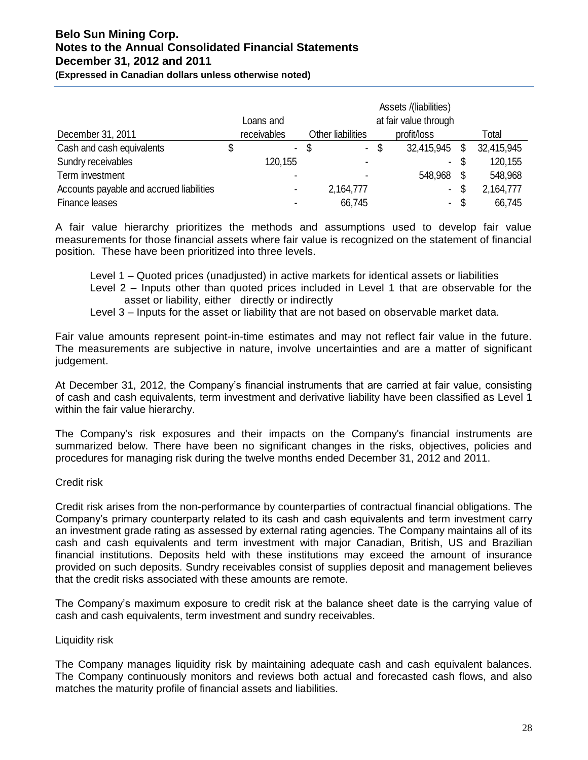| December 31, 2011 | Loans and receivables | Other liabilities | Assets /(liabilities) at fair value through profit/loss | Total |
|---|---|---|---|---|
| Cash and cash equivalents | $ - | $ - | $ 32,415,945 | $ 32,415,945 |
| Sundry receivables | 120,155 | - | - | $ 120,155 |
| Term investment | - | - | 548,968 | $ 548,968 |
| Accounts payable and accrued liabilities | - | 2,164,777 | - | $ 2,164,777 |
| Finance leases | - | 66,745 | - | $ 66,745 |

A fair value hierarchy prioritizes the methods and assumptions used to develop fair value measurements for those financial assets where fair value is recognized on the statement of financial position. These have been prioritized into three levels.

Level 1 – Quoted prices (unadjusted) in active markets for identical assets or liabilities
Level 2 – Inputs other than quoted prices included in Level 1 that are observable for the asset or liability, either directly or indirectly
Level 3 – Inputs for the asset or liability that are not based on observable market data.

Fair value amounts represent point-in-time estimates and may not reflect fair value in the future. The measurements are subjective in nature, involve uncertainties and are a matter of significant judgement.

At December 31, 2012, the Company's financial instruments that are carried at fair value, consisting of cash and cash equivalents, term investment and derivative liability have been classified as Level 1 within the fair value hierarchy.

The Company's risk exposures and their impacts on the Company's financial instruments are summarized below. There have been no significant changes in the risks, objectives, policies and procedures for managing risk during the twelve months ended December 31, 2012 and 2011.

Credit risk

Credit risk arises from the non-performance by counterparties of contractual financial obligations. The Company's primary counterparty related to its cash and cash equivalents and term investment carry an investment grade rating as assessed by external rating agencies. The Company maintains all of its cash and cash equivalents and term investment with major Canadian, British, US and Brazilian financial institutions. Deposits held with these institutions may exceed the amount of insurance provided on such deposits. Sundry receivables consist of supplies deposit and management believes that the credit risks associated with these amounts are remote.

The Company's maximum exposure to credit risk at the balance sheet date is the carrying value of cash and cash equivalents, term investment and sundry receivables.

Liquidity risk

The Company manages liquidity risk by maintaining adequate cash and cash equivalent balances. The Company continuously monitors and reviews both actual and forecasted cash flows, and also matches the maturity profile of financial assets and liabilities.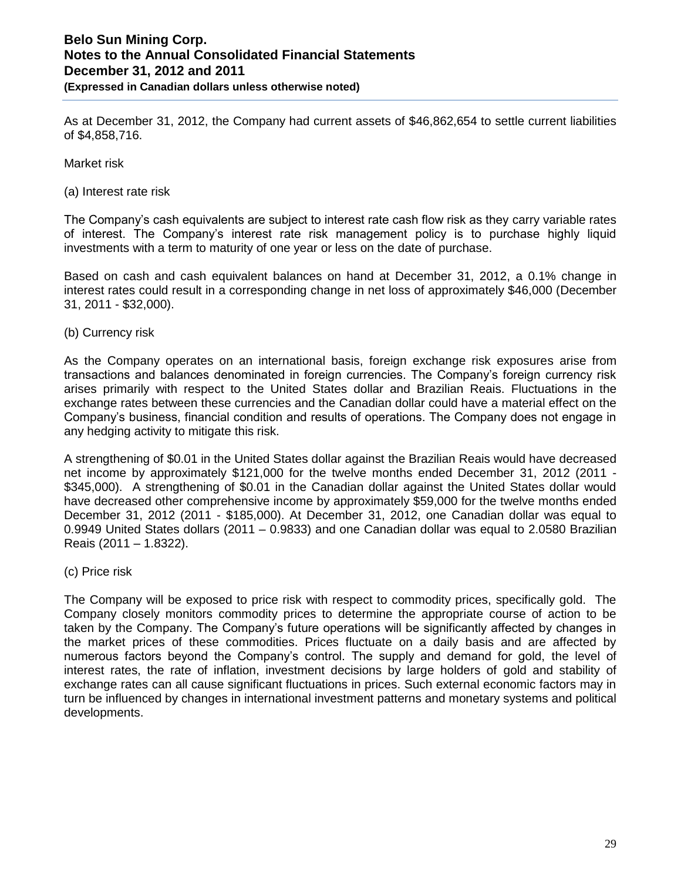As at December 31, 2012, the Company had current assets of $46,862,654 to settle current liabilities of $4,858,716.

Market risk

(a) Interest rate risk

The Company's cash equivalents are subject to interest rate cash flow risk as they carry variable rates of interest. The Company's interest rate risk management policy is to purchase highly liquid investments with a term to maturity of one year or less on the date of purchase.

Based on cash and cash equivalent balances on hand at December 31, 2012, a 0.1% change in interest rates could result in a corresponding change in net loss of approximately $46,000 (December 31, 2011 - $32,000).

(b) Currency risk

As the Company operates on an international basis, foreign exchange risk exposures arise from transactions and balances denominated in foreign currencies. The Company's foreign currency risk arises primarily with respect to the United States dollar and Brazilian Reais. Fluctuations in the exchange rates between these currencies and the Canadian dollar could have a material effect on the Company's business, financial condition and results of operations. The Company does not engage in any hedging activity to mitigate this risk.

A strengthening of $0.01 in the United States dollar against the Brazilian Reais would have decreased net income by approximately $121,000 for the twelve months ended December 31, 2012 (2011 - $345,000). A strengthening of $0.01 in the Canadian dollar against the United States dollar would have decreased other comprehensive income by approximately $59,000 for the twelve months ended December 31, 2012 (2011 - $185,000). At December 31, 2012, one Canadian dollar was equal to 0.9949 United States dollars (2011 – 0.9833) and one Canadian dollar was equal to 2.0580 Brazilian Reais (2011 – 1.8322).

(c) Price risk

The Company will be exposed to price risk with respect to commodity prices, specifically gold. The Company closely monitors commodity prices to determine the appropriate course of action to be taken by the Company. The Company's future operations will be significantly affected by changes in the market prices of these commodities. Prices fluctuate on a daily basis and are affected by numerous factors beyond the Company's control. The supply and demand for gold, the level of interest rates, the rate of inflation, investment decisions by large holders of gold and stability of exchange rates can all cause significant fluctuations in prices. Such external economic factors may in turn be influenced by changes in international investment patterns and monetary systems and political developments.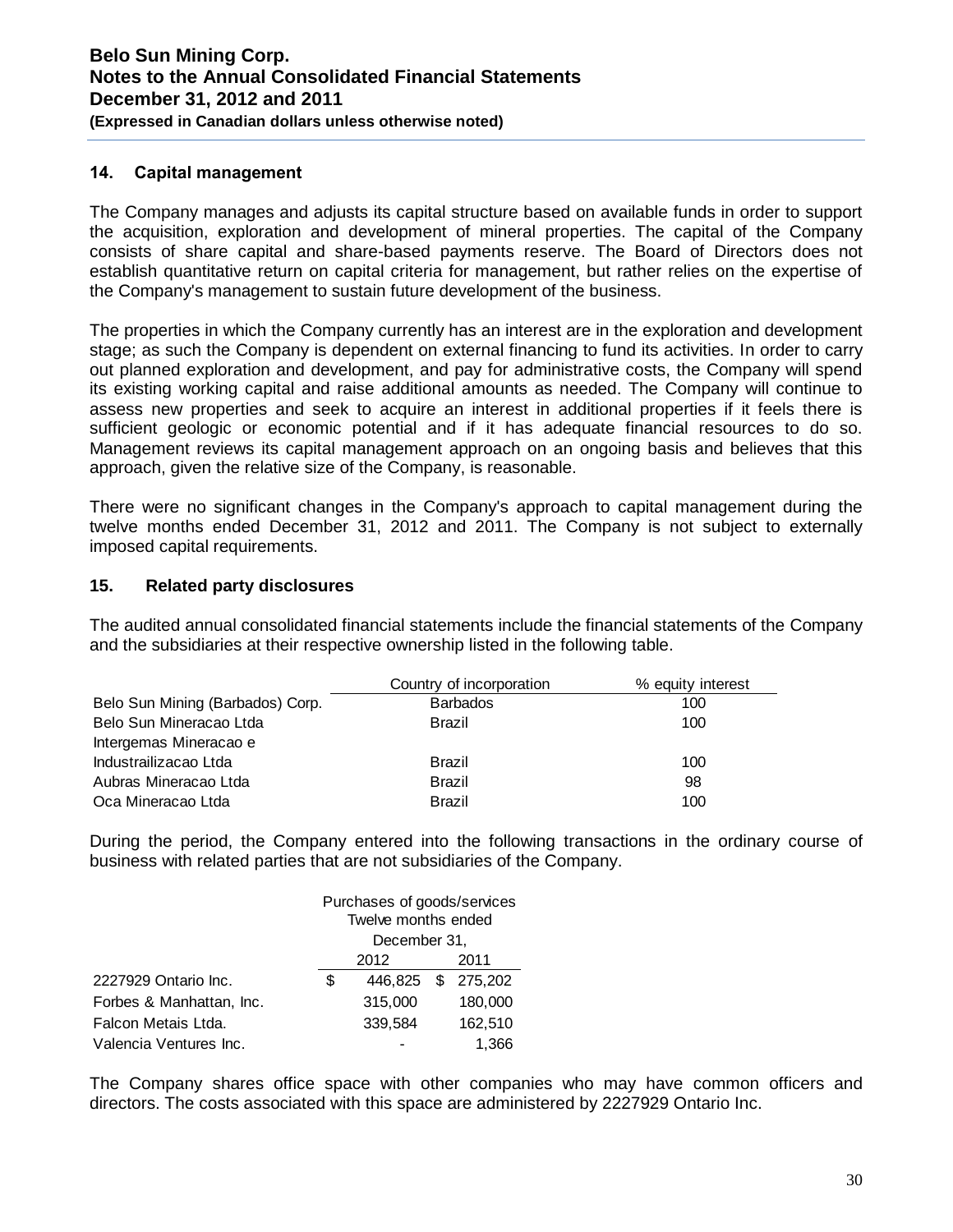## 14. Capital management

The Company manages and adjusts its capital structure based on available funds in order to support the acquisition, exploration and development of mineral properties. The capital of the Company consists of share capital and share-based payments reserve. The Board of Directors does not establish quantitative return on capital criteria for management, but rather relies on the expertise of the Company's management to sustain future development of the business.

The properties in which the Company currently has an interest are in the exploration and development stage; as such the Company is dependent on external financing to fund its activities. In order to carry out planned exploration and development, and pay for administrative costs, the Company will spend its existing working capital and raise additional amounts as needed. The Company will continue to assess new properties and seek to acquire an interest in additional properties if it feels there is sufficient geologic or economic potential and if it has adequate financial resources to do so. Management reviews its capital management approach on an ongoing basis and believes that this approach, given the relative size of the Company, is reasonable.

There were no significant changes in the Company's approach to capital management during the twelve months ended December 31, 2012 and 2011. The Company is not subject to externally imposed capital requirements.

## 15. Related party disclosures

The audited annual consolidated financial statements include the financial statements of the Company and the subsidiaries at their respective ownership listed in the following table.

| | Country of incorporation | % equity interest |
|---|---|---|
| Belo Sun Mining (Barbados) Corp. | Barbados | 100 |
| Belo Sun Mineracao Ltda | Brazil | 100 |
| Intergemas Mineracao e Industrailizacao Ltda | Brazil | 100 |
| Aubras Mineracao Ltda | Brazil | 98 |
| Oca Mineracao Ltda | Brazil | 100 |

During the period, the Company entered into the following transactions in the ordinary course of business with related parties that are not subsidiaries of the Company.

| | Purchases of goods/services Twelve months ended December 31, | |
|---|---|---|
| | 2012 | 2011 |
| 2227929 Ontario Inc. | $ 446,825 | $ 275,202 |
| Forbes & Manhattan, Inc. | 315,000 | 180,000 |
| Falcon Metais Ltda. | 339,584 | 162,510 |
| Valencia Ventures Inc. | - | 1,366 |

The Company shares office space with other companies who may have common officers and directors. The costs associated with this space are administered by 2227929 Ontario Inc.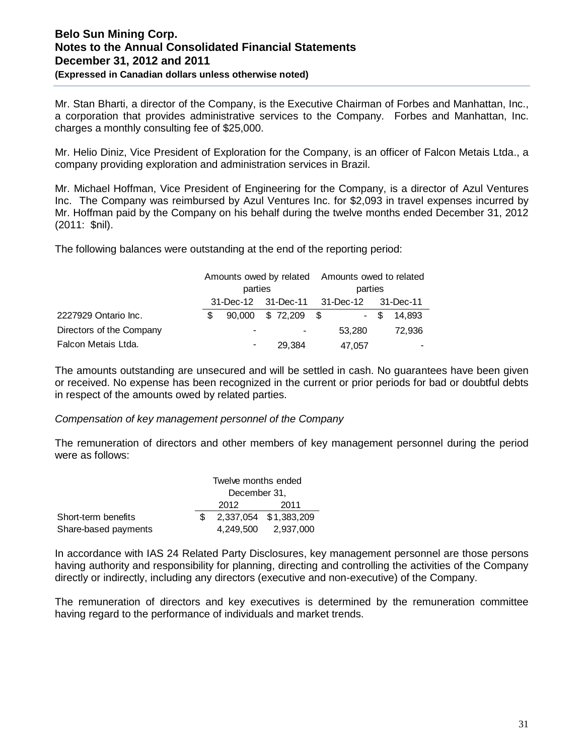Mr. Stan Bharti, a director of the Company, is the Executive Chairman of Forbes and Manhattan, Inc., a corporation that provides administrative services to the Company. Forbes and Manhattan, Inc. charges a monthly consulting fee of $25,000.

Mr. Helio Diniz, Vice President of Exploration for the Company, is an officer of Falcon Metais Ltda., a company providing exploration and administration services in Brazil.

Mr. Michael Hoffman, Vice President of Engineering for the Company, is a director of Azul Ventures Inc. The Company was reimbursed by Azul Ventures Inc. for $2,093 in travel expenses incurred by Mr. Hoffman paid by the Company on his behalf during the twelve months ended December 31, 2012 (2011: $nil).

The following balances were outstanding at the end of the reporting period:

| | Amounts owed by related parties | | Amounts owed to related parties | |
|---|---|---|---|---|
| | 31-Dec-12 | 31-Dec-11 | 31-Dec-12 | 31-Dec-11 |
| 2227929 Ontario Inc. | $ 90,000 | $ 72,209 | $ - | $ 14,893 |
| Directors of the Company | - | - | 53,280 | 72,936 |
| Falcon Metais Ltda. | - | 29,384 | 47,057 | - |

The amounts outstanding are unsecured and will be settled in cash. No guarantees have been given or received. No expense has been recognized in the current or prior periods for bad or doubtful debts in respect of the amounts owed by related parties.

*Compensation of key management personnel of the Company*

The remuneration of directors and other members of key management personnel during the period were as follows:

| | Twelve months ended December 31, | |
|---|---|---|
| | 2012 | 2011 |
| Short-term benefits | $ 2,337,054 | $1,383,209 |
| Share-based payments | 4,249,500 | 2,937,000 |

In accordance with IAS 24 Related Party Disclosures, key management personnel are those persons having authority and responsibility for planning, directing and controlling the activities of the Company directly or indirectly, including any directors (executive and non-executive) of the Company.

The remuneration of directors and key executives is determined by the remuneration committee having regard to the performance of individuals and market trends.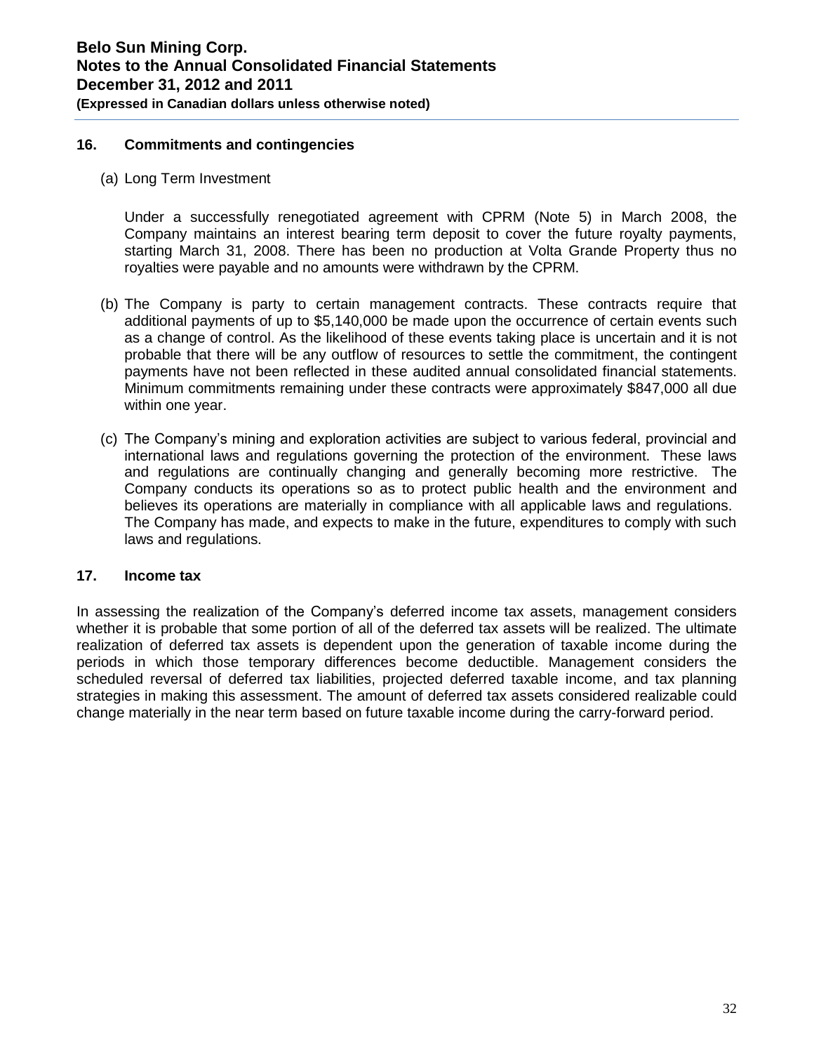## 16. Commitments and contingencies

(a) Long Term Investment

Under a successfully renegotiated agreement with CPRM (Note 5) in March 2008, the Company maintains an interest bearing term deposit to cover the future royalty payments, starting March 31, 2008. There has been no production at Volta Grande Property thus no royalties were payable and no amounts were withdrawn by the CPRM.

(b) The Company is party to certain management contracts. These contracts require that additional payments of up to $5,140,000 be made upon the occurrence of certain events such as a change of control. As the likelihood of these events taking place is uncertain and it is not probable that there will be any outflow of resources to settle the commitment, the contingent payments have not been reflected in these audited annual consolidated financial statements. Minimum commitments remaining under these contracts were approximately $847,000 all due within one year.

(c) The Company's mining and exploration activities are subject to various federal, provincial and international laws and regulations governing the protection of the environment. These laws and regulations are continually changing and generally becoming more restrictive. The Company conducts its operations so as to protect public health and the environment and believes its operations are materially in compliance with all applicable laws and regulations. The Company has made, and expects to make in the future, expenditures to comply with such laws and regulations.

## 17. Income tax

In assessing the realization of the Company's deferred income tax assets, management considers whether it is probable that some portion of all of the deferred tax assets will be realized. The ultimate realization of deferred tax assets is dependent upon the generation of taxable income during the periods in which those temporary differences become deductible. Management considers the scheduled reversal of deferred tax liabilities, projected deferred taxable income, and tax planning strategies in making this assessment. The amount of deferred tax assets considered realizable could change materially in the near term based on future taxable income during the carry-forward period.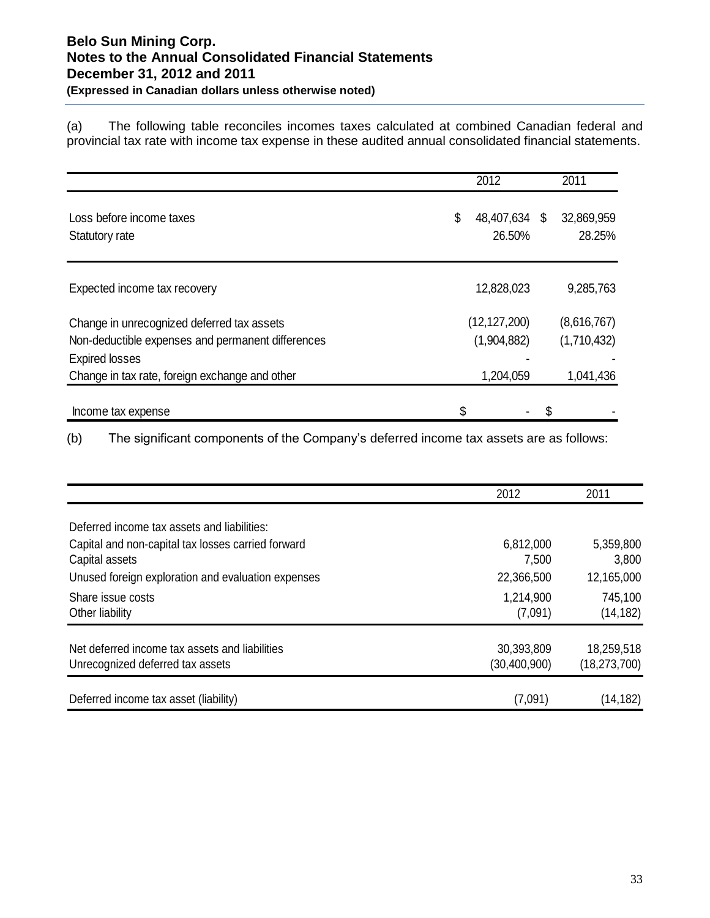(a) The following table reconciles incomes taxes calculated at combined Canadian federal and provincial tax rate with income tax expense in these audited annual consolidated financial statements.

| | 2012 | 2011 |
|---|---|---|
| Loss before income taxes | $ 48,407,634 | $ 32,869,959 |
| Statutory rate | 26.50% | 28.25% |
| Expected income tax recovery | 12,828,023 | 9,285,763 |
| Change in unrecognized deferred tax assets | (12,127,200) | (8,616,767) |
| Non-deductible expenses and permanent differences | (1,904,882) | (1,710,432) |
| Expired losses | - | - |
| Change in tax rate, foreign exchange and other | 1,204,059 | 1,041,436 |
| Income tax expense | $ - | $ - |

(b) The significant components of the Company's deferred income tax assets are as follows:

| | 2012 | 2011 |
|---|---|---|
| Deferred income tax assets and liabilities: | | |
| Capital and non-capital tax losses carried forward | 6,812,000 | 5,359,800 |
| Capital assets | 7,500 | 3,800 |
| Unused foreign exploration and evaluation expenses | 22,366,500 | 12,165,000 |
| Share issue costs | 1,214,900 | 745,100 |
| Other liability | (7,091) | (14,182) |
| Net deferred income tax assets and liabilities | 30,393,809 | 18,259,518 |
| Unrecognized deferred tax assets | (30,400,900) | (18,273,700) |
| Deferred income tax asset (liability) | (7,091) | (14,182) |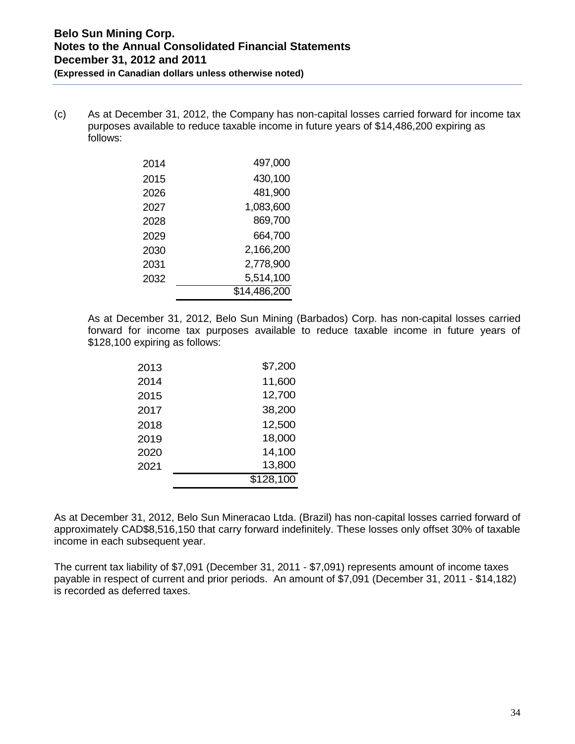(c) As at December 31, 2012, the Company has non-capital losses carried forward for income tax purposes available to reduce taxable income in future years of $14,486,200 expiring as follows:

| | |
|---|---|
| 2014 | 497,000 |
| 2015 | 430,100 |
| 2026 | 481,900 |
| 2027 | 1,083,600 |
| 2028 | 869,700 |
| 2029 | 664,700 |
| 2030 | 2,166,200 |
| 2031 | 2,778,900 |
| 2032 | 5,514,100 |
| | $14,486,200 |

As at December 31, 2012, Belo Sun Mining (Barbados) Corp. has non-capital losses carried forward for income tax purposes available to reduce taxable income in future years of $128,100 expiring as follows:

| | |
|---|---|
| 2013 | $7,200 |
| 2014 | 11,600 |
| 2015 | 12,700 |
| 2017 | 38,200 |
| 2018 | 12,500 |
| 2019 | 18,000 |
| 2020 | 14,100 |
| 2021 | 13,800 |
| | $128,100 |

As at December 31, 2012, Belo Sun Mineracao Ltda. (Brazil) has non-capital losses carried forward of approximately CAD$8,516,150 that carry forward indefinitely. These losses only offset 30% of taxable income in each subsequent year.

The current tax liability of $7,091 (December 31, 2011 - $7,091) represents amount of income taxes payable in respect of current and prior periods. An amount of $7,091 (December 31, 2011 - $14,182) is recorded as deferred taxes.